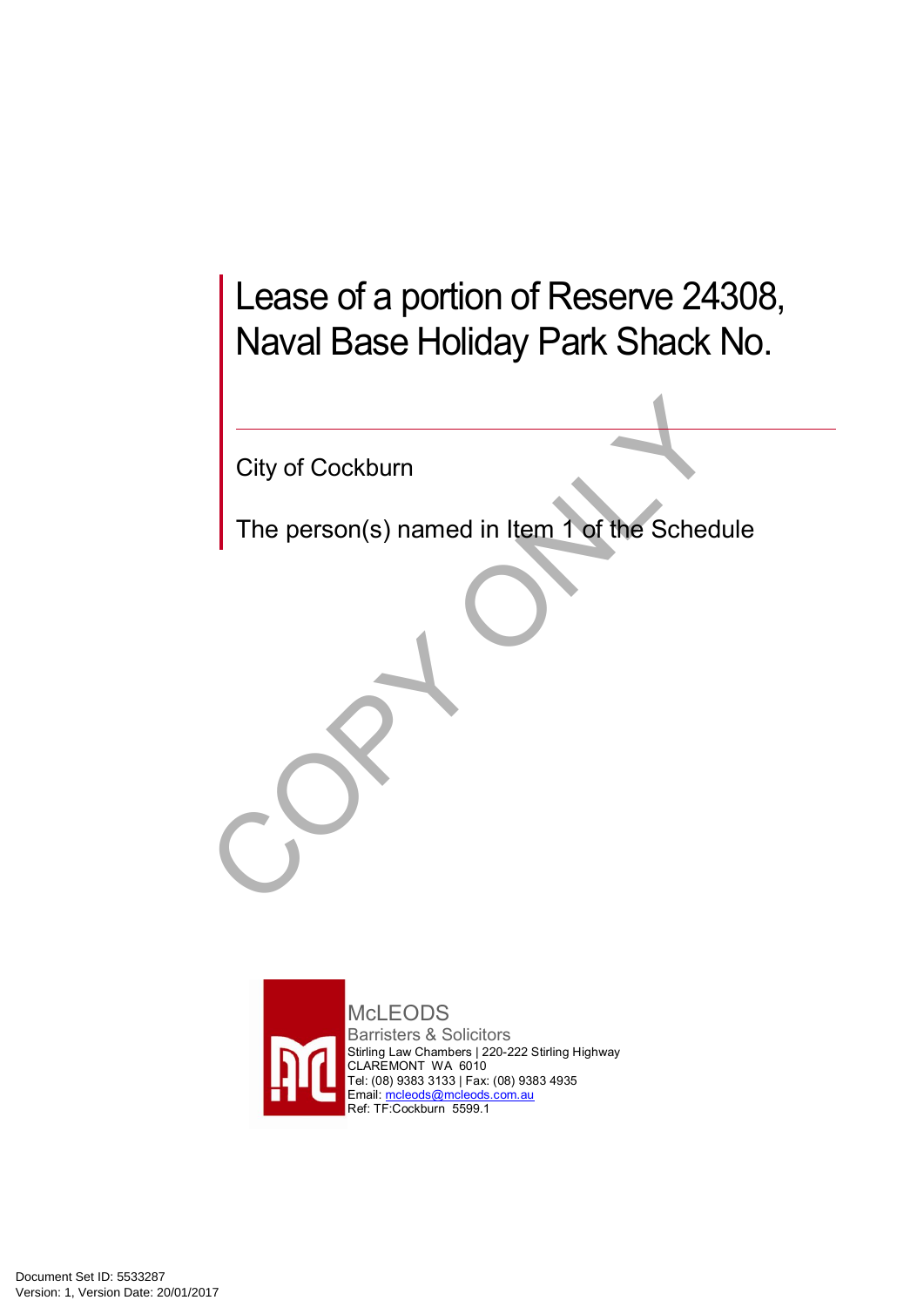# Lease of a portion of Reserve 24308, Naval Base Holiday Park Shack No.

City of Cockburn

The person(s) named in Item 1 of the Schedule

McLEODS
Barristers & Solicitors
Stirling Law Chambers | 220-222 Stirling Highway
CLAREMONT WA 6010
Tel: (08) 9383 3133 | Fax: (08) 9383 4935
Email: mcleods@mcleods.com.au
Ref: TF:Cockburn 5599.1

Document Set ID: 5533287
Version: 1, Version Date: 20/01/2017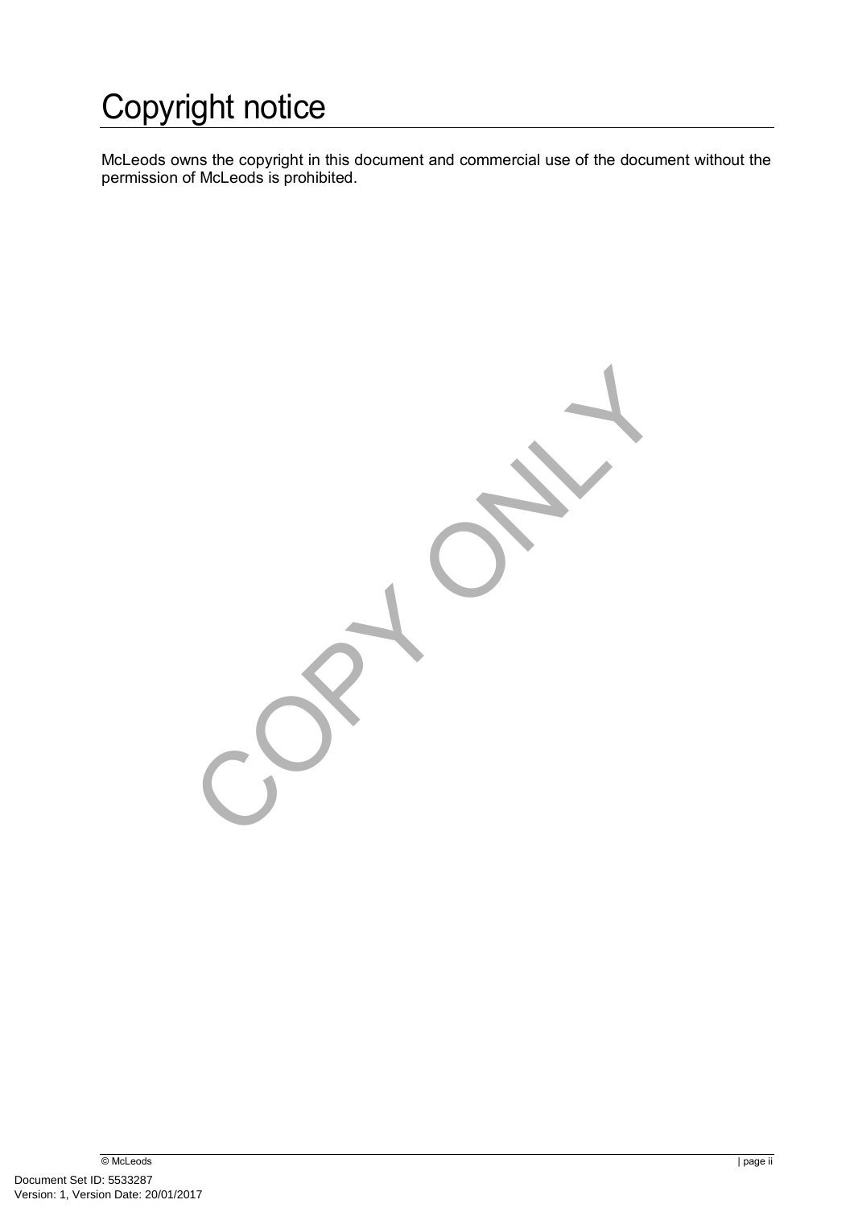# Copyright notice

McLeods owns the copyright in this document and commercial use of the document without the permission of McLeods is prohibited.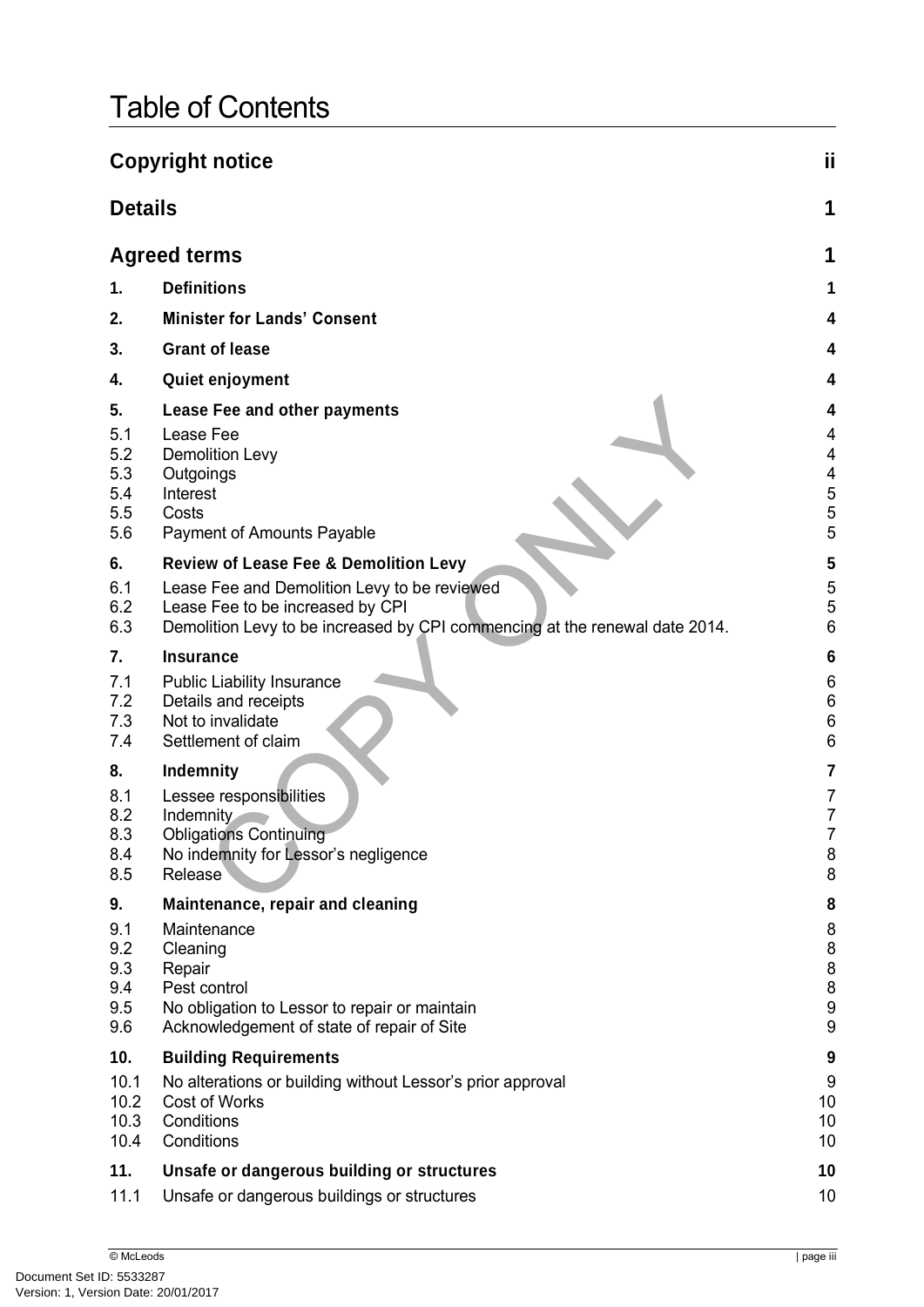# Table of Contents

| | | |
|---|---|---|
| **Copyright notice** | | **ii** |
| **Details** | | **1** |
| **Agreed terms** | | **1** |
| **1.** | **Definitions** | **1** |
| **2.** | **Minister for Lands' Consent** | **4** |
| **3.** | **Grant of lease** | **4** |
| **4.** | **Quiet enjoyment** | **4** |
| **5.** | **Lease Fee and other payments** | **4** |
| 5.1 | Lease Fee | 4 |
| 5.2 | Demolition Levy | 4 |
| 5.3 | Outgoings | 4 |
| 5.4 | Interest | 5 |
| 5.5 | Costs | 5 |
| 5.6 | Payment of Amounts Payable | 5 |
| **6.** | **Review of Lease Fee & Demolition Levy** | **5** |
| 6.1 | Lease Fee and Demolition Levy to be reviewed | 5 |
| 6.2 | Lease Fee to be increased by CPI | 5 |
| 6.3 | Demolition Levy to be increased by CPI commencing at the renewal date 2014. | 6 |
| **7.** | **Insurance** | **6** |
| 7.1 | Public Liability Insurance | 6 |
| 7.2 | Details and receipts | 6 |
| 7.3 | Not to invalidate | 6 |
| 7.4 | Settlement of claim | 6 |
| **8.** | **Indemnity** | **7** |
| 8.1 | Lessee responsibilities | 7 |
| 8.2 | Indemnity | 7 |
| 8.3 | Obligations Continuing | 7 |
| 8.4 | No indemnity for Lessor's negligence | 8 |
| 8.5 | Release | 8 |
| **9.** | **Maintenance, repair and cleaning** | **8** |
| 9.1 | Maintenance | 8 |
| 9.2 | Cleaning | 8 |
| 9.3 | Repair | 8 |
| 9.4 | Pest control | 8 |
| 9.5 | No obligation to Lessor to repair or maintain | 9 |
| 9.6 | Acknowledgement of state of repair of Site | 9 |
| **10.** | **Building Requirements** | **9** |
| 10.1 | No alterations or building without Lessor's prior approval | 9 |
| 10.2 | Cost of Works | 10 |
| 10.3 | Conditions | 10 |
| 10.4 | Conditions | 10 |
| **11.** | **Unsafe or dangerous building or structures** | **10** |
| 11.1 | Unsafe or dangerous buildings or structures | 10 |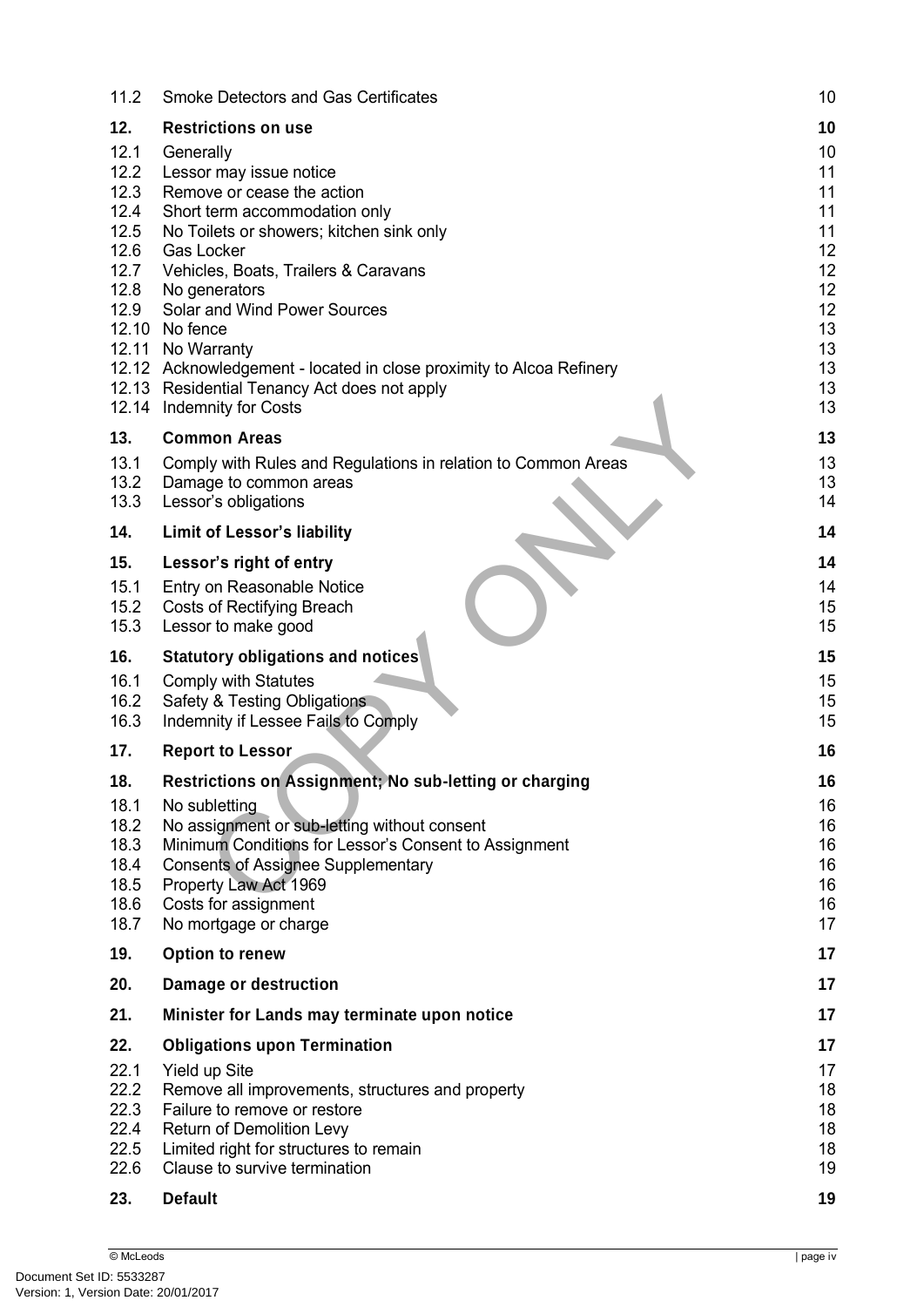| | | |
|---|---|---|
| 11.2 | Smoke Detectors and Gas Certificates | 10 |
| **12.** | **Restrictions on use** | **10** |
| 12.1 | Generally | 10 |
| 12.2 | Lessor may issue notice | 11 |
| 12.3 | Remove or cease the action | 11 |
| 12.4 | Short term accommodation only | 11 |
| 12.5 | No Toilets or showers; kitchen sink only | 11 |
| 12.6 | Gas Locker | 12 |
| 12.7 | Vehicles, Boats, Trailers & Caravans | 12 |
| 12.8 | No generators | 12 |
| 12.9 | Solar and Wind Power Sources | 12 |
| 12.10 | No fence | 13 |
| 12.11 | No Warranty | 13 |
| 12.12 | Acknowledgement - located in close proximity to Alcoa Refinery | 13 |
| 12.13 | Residential Tenancy Act does not apply | 13 |
| 12.14 | Indemnity for Costs | 13 |
| **13.** | **Common Areas** | **13** |
| 13.1 | Comply with Rules and Regulations in relation to Common Areas | 13 |
| 13.2 | Damage to common areas | 13 |
| 13.3 | Lessor's obligations | 14 |
| **14.** | **Limit of Lessor's liability** | **14** |
| **15.** | **Lessor's right of entry** | **14** |
| 15.1 | Entry on Reasonable Notice | 14 |
| 15.2 | Costs of Rectifying Breach | 15 |
| 15.3 | Lessor to make good | 15 |
| **16.** | **Statutory obligations and notices** | **15** |
| 16.1 | Comply with Statutes | 15 |
| 16.2 | Safety & Testing Obligations | 15 |
| 16.3 | Indemnity if Lessee Fails to Comply | 15 |
| **17.** | **Report to Lessor** | **16** |
| **18.** | **Restrictions on Assignment; No sub-letting or charging** | **16** |
| 18.1 | No subletting | 16 |
| 18.2 | No assignment or sub-letting without consent | 16 |
| 18.3 | Minimum Conditions for Lessor's Consent to Assignment | 16 |
| 18.4 | Consents of Assignee Supplementary | 16 |
| 18.5 | Property Law Act 1969 | 16 |
| 18.6 | Costs for assignment | 16 |
| 18.7 | No mortgage or charge | 17 |
| **19.** | **Option to renew** | **17** |
| **20.** | **Damage or destruction** | **17** |
| **21.** | **Minister for Lands may terminate upon notice** | **17** |
| **22.** | **Obligations upon Termination** | **17** |
| 22.1 | Yield up Site | 17 |
| 22.2 | Remove all improvements, structures and property | 18 |
| 22.3 | Failure to remove or restore | 18 |
| 22.4 | Return of Demolition Levy | 18 |
| 22.5 | Limited right for structures to remain | 18 |
| 22.6 | Clause to survive termination | 19 |
| **23.** | **Default** | **19** |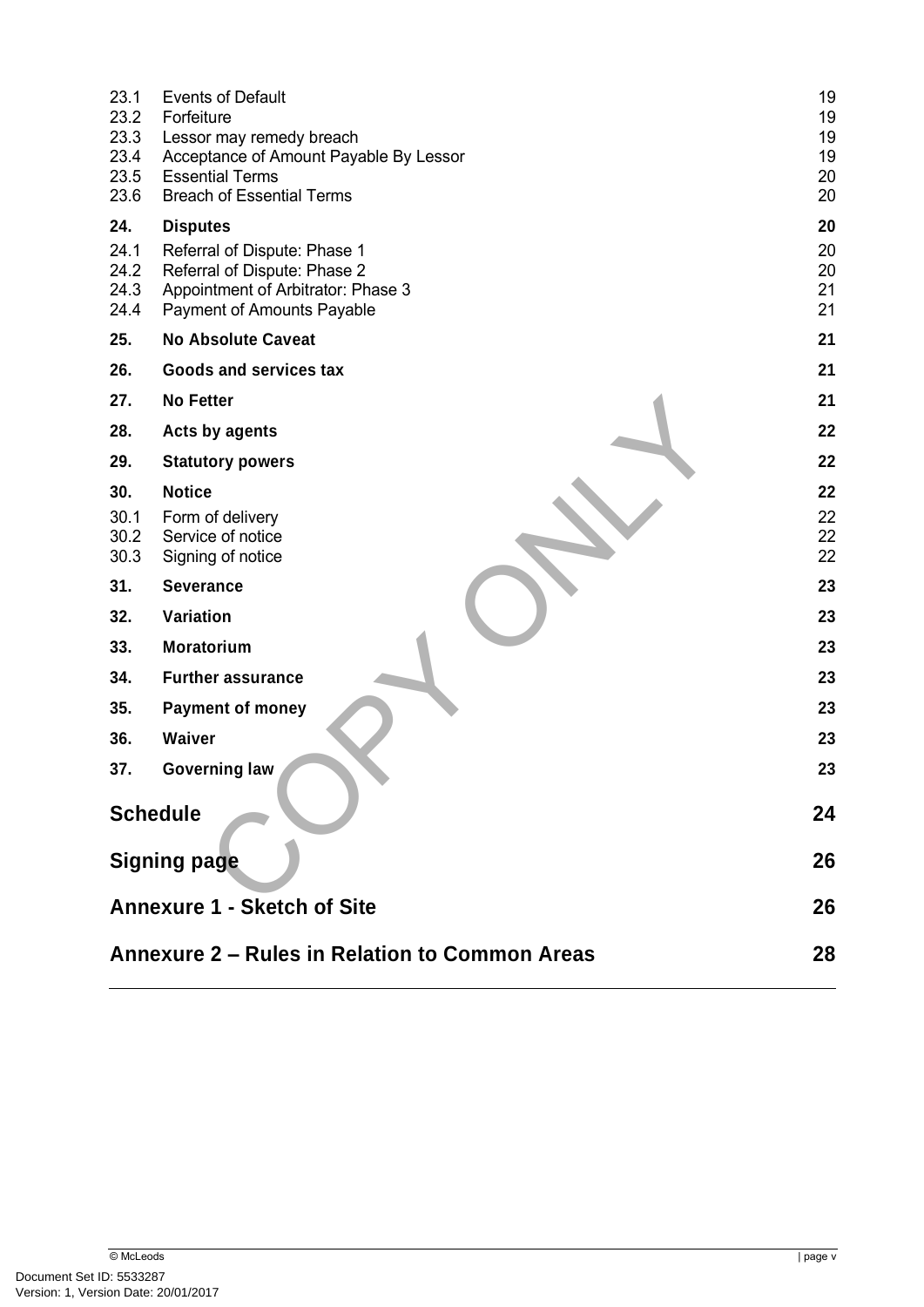| | | |
|---|---|---|
| 23.1 | Events of Default | 19 |
| 23.2 | Forfeiture | 19 |
| 23.3 | Lessor may remedy breach | 19 |
| 23.4 | Acceptance of Amount Payable By Lessor | 19 |
| 23.5 | Essential Terms | 20 |
| 23.6 | Breach of Essential Terms | 20 |
| **24.** | **Disputes** | **20** |
| 24.1 | Referral of Dispute: Phase 1 | 20 |
| 24.2 | Referral of Dispute: Phase 2 | 20 |
| 24.3 | Appointment of Arbitrator: Phase 3 | 21 |
| 24.4 | Payment of Amounts Payable | 21 |
| **25.** | **No Absolute Caveat** | **21** |
| **26.** | **Goods and services tax** | **21** |
| **27.** | **No Fetter** | **21** |
| **28.** | **Acts by agents** | **22** |
| **29.** | **Statutory powers** | **22** |
| **30.** | **Notice** | **22** |
| 30.1 | Form of delivery | 22 |
| 30.2 | Service of notice | 22 |
| 30.3 | Signing of notice | 22 |
| **31.** | **Severance** | **23** |
| **32.** | **Variation** | **23** |
| **33.** | **Moratorium** | **23** |
| **34.** | **Further assurance** | **23** |
| **35.** | **Payment of money** | **23** |
| **36.** | **Waiver** | **23** |
| **37.** | **Governing law** | **23** |

**Schedule** 24

**Signing page** 26

**Annexure 1 - Sketch of Site** 26

**Annexure 2 – Rules in Relation to Common Areas** 28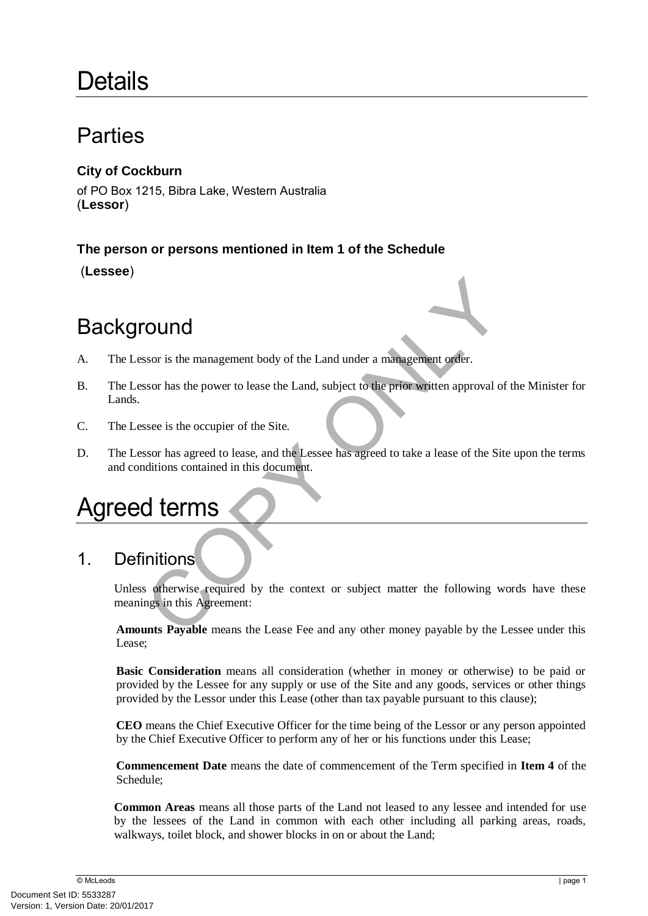# Details

## Parties

**City of Cockburn**

of PO Box 1215, Bibra Lake, Western Australia
(**Lessor**)

**The person or persons mentioned in Item 1 of the Schedule**

(**Lessee**)

## Background

A. The Lessor is the management body of the Land under a management order.

B. The Lessor has the power to lease the Land, subject to the prior written approval of the Minister for Lands.

C. The Lessee is the occupier of the Site.

D. The Lessor has agreed to lease, and the Lessee has agreed to take a lease of the Site upon the terms and conditions contained in this document.

# Agreed terms

## 1. Definitions

Unless otherwise required by the context or subject matter the following words have these meanings in this Agreement:

**Amounts Payable** means the Lease Fee and any other money payable by the Lessee under this Lease;

**Basic Consideration** means all consideration (whether in money or otherwise) to be paid or provided by the Lessee for any supply or use of the Site and any goods, services or other things provided by the Lessor under this Lease (other than tax payable pursuant to this clause);

**CEO** means the Chief Executive Officer for the time being of the Lessor or any person appointed by the Chief Executive Officer to perform any of her or his functions under this Lease;

**Commencement Date** means the date of commencement of the Term specified in **Item 4** of the Schedule;

**Common Areas** means all those parts of the Land not leased to any lessee and intended for use by the lessees of the Land in common with each other including all parking areas, roads, walkways, toilet block, and shower blocks in on or about the Land;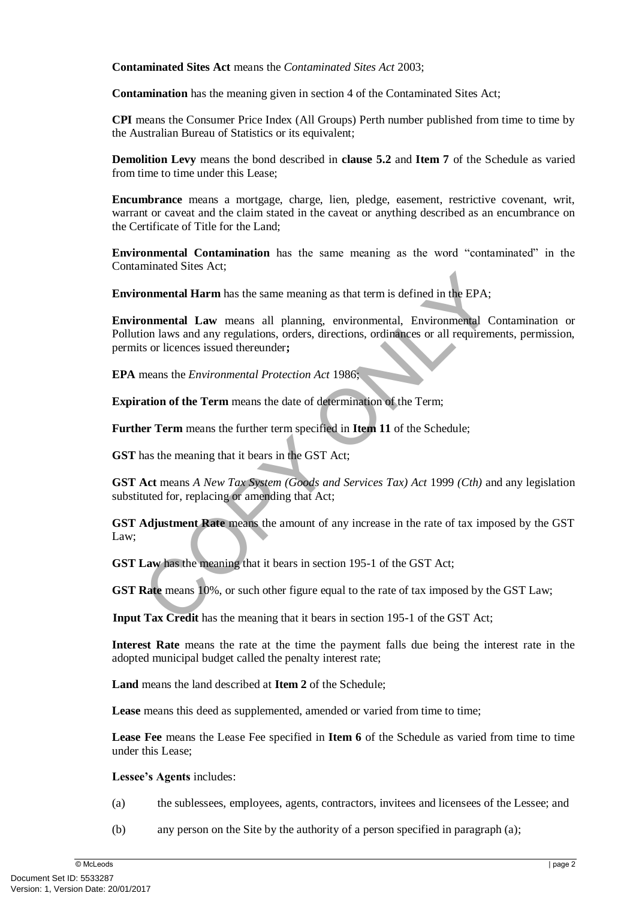**Contaminated Sites Act** means the *Contaminated Sites Act* 2003;

**Contamination** has the meaning given in section 4 of the Contaminated Sites Act;

**CPI** means the Consumer Price Index (All Groups) Perth number published from time to time by the Australian Bureau of Statistics or its equivalent;

**Demolition Levy** means the bond described in **clause 5.2** and **Item 7** of the Schedule as varied from time to time under this Lease;

**Encumbrance** means a mortgage, charge, lien, pledge, easement, restrictive covenant, writ, warrant or caveat and the claim stated in the caveat or anything described as an encumbrance on the Certificate of Title for the Land;

**Environmental Contamination** has the same meaning as the word "contaminated" in the Contaminated Sites Act;

**Environmental Harm** has the same meaning as that term is defined in the EPA;

**Environmental Law** means all planning, environmental, Environmental Contamination or Pollution laws and any regulations, orders, directions, ordinances or all requirements, permission, permits or licences issued thereunder**;**

**EPA** means the *Environmental Protection Act* 1986;

**Expiration of the Term** means the date of determination of the Term;

**Further Term** means the further term specified in **Item 11** of the Schedule;

**GST** has the meaning that it bears in the GST Act;

**GST Act** means *A New Tax System (Goods and Services Tax) Act* 1999 *(Cth)* and any legislation substituted for, replacing or amending that Act;

**GST Adjustment Rate** means the amount of any increase in the rate of tax imposed by the GST Law;

**GST Law** has the meaning that it bears in section 195-1 of the GST Act;

**GST Rate** means 10%, or such other figure equal to the rate of tax imposed by the GST Law;

**Input Tax Credit** has the meaning that it bears in section 195-1 of the GST Act;

**Interest Rate** means the rate at the time the payment falls due being the interest rate in the adopted municipal budget called the penalty interest rate;

**Land** means the land described at **Item 2** of the Schedule;

**Lease** means this deed as supplemented, amended or varied from time to time;

**Lease Fee** means the Lease Fee specified in **Item 6** of the Schedule as varied from time to time under this Lease;

**Lessee's Agents** includes:

(a) the sublessees, employees, agents, contractors, invitees and licensees of the Lessee; and

(b) any person on the Site by the authority of a person specified in paragraph (a);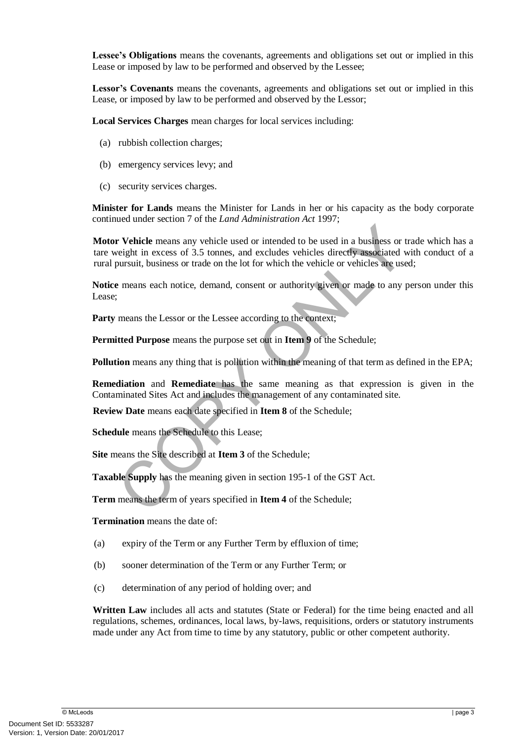**Lessee's Obligations** means the covenants, agreements and obligations set out or implied in this Lease or imposed by law to be performed and observed by the Lessee;

**Lessor's Covenants** means the covenants, agreements and obligations set out or implied in this Lease, or imposed by law to be performed and observed by the Lessor;

**Local Services Charges** mean charges for local services including:

(a) rubbish collection charges;

(b) emergency services levy; and

(c) security services charges.

**Minister for Lands** means the Minister for Lands in her or his capacity as the body corporate continued under section 7 of the *Land Administration Act* 1997;

**Motor Vehicle** means any vehicle used or intended to be used in a business or trade which has a tare weight in excess of 3.5 tonnes, and excludes vehicles directly associated with conduct of a rural pursuit, business or trade on the lot for which the vehicle or vehicles are used;

**Notice** means each notice, demand, consent or authority given or made to any person under this Lease;

**Party** means the Lessor or the Lessee according to the context;

**Permitted Purpose** means the purpose set out in **Item 9** of the Schedule;

**Pollution** means any thing that is pollution within the meaning of that term as defined in the EPA;

**Remediation** and **Remediate** has the same meaning as that expression is given in the Contaminated Sites Act and includes the management of any contaminated site.

**Review Date** means each date specified in **Item 8** of the Schedule;

**Schedule** means the Schedule to this Lease;

**Site** means the Site described at **Item 3** of the Schedule;

**Taxable Supply** has the meaning given in section 195-1 of the GST Act.

**Term** means the term of years specified in **Item 4** of the Schedule;

**Termination** means the date of:

(a) expiry of the Term or any Further Term by effluxion of time;

(b) sooner determination of the Term or any Further Term; or

(c) determination of any period of holding over; and

**Written Law** includes all acts and statutes (State or Federal) for the time being enacted and all regulations, schemes, ordinances, local laws, by-laws, requisitions, orders or statutory instruments made under any Act from time to time by any statutory, public or other competent authority.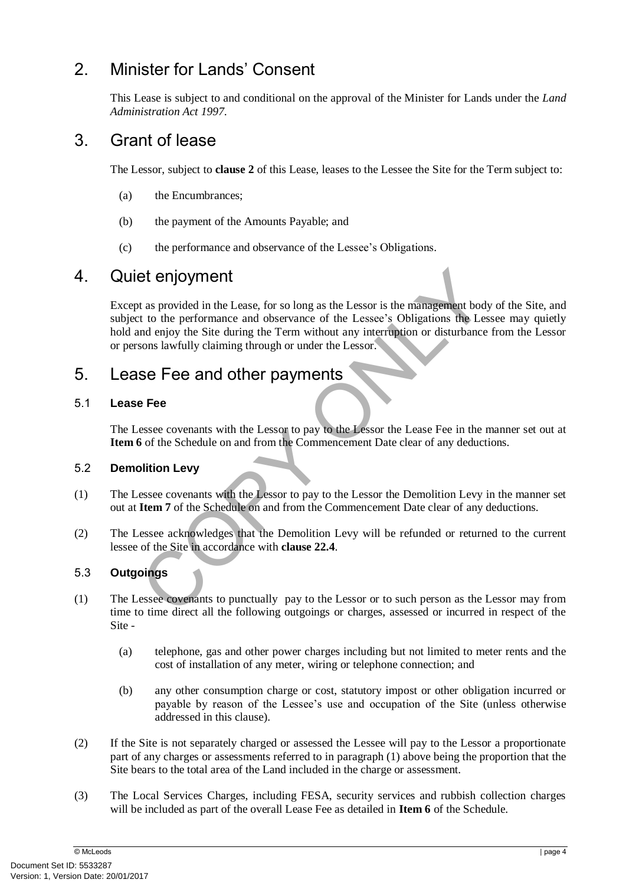## 2. Minister for Lands' Consent

This Lease is subject to and conditional on the approval of the Minister for Lands under the *Land Administration Act 1997*.

## 3. Grant of lease

The Lessor, subject to **clause 2** of this Lease, leases to the Lessee the Site for the Term subject to:

(a) the Encumbrances;

(b) the payment of the Amounts Payable; and

(c) the performance and observance of the Lessee's Obligations.

## 4. Quiet enjoyment

Except as provided in the Lease, for so long as the Lessor is the management body of the Site, and subject to the performance and observance of the Lessee's Obligations the Lessee may quietly hold and enjoy the Site during the Term without any interruption or disturbance from the Lessor or persons lawfully claiming through or under the Lessor.

## 5. Lease Fee and other payments

### 5.1 Lease Fee

The Lessee covenants with the Lessor to pay to the Lessor the Lease Fee in the manner set out at **Item 6** of the Schedule on and from the Commencement Date clear of any deductions.

### 5.2 Demolition Levy

(1) The Lessee covenants with the Lessor to pay to the Lessor the Demolition Levy in the manner set out at **Item 7** of the Schedule on and from the Commencement Date clear of any deductions.

(2) The Lessee acknowledges that the Demolition Levy will be refunded or returned to the current lessee of the Site in accordance with **clause 22.4**.

### 5.3 Outgoings

(1) The Lessee covenants to punctually pay to the Lessor or to such person as the Lessor may from time to time direct all the following outgoings or charges, assessed or incurred in respect of the Site -

(a) telephone, gas and other power charges including but not limited to meter rents and the cost of installation of any meter, wiring or telephone connection; and

(b) any other consumption charge or cost, statutory impost or other obligation incurred or payable by reason of the Lessee's use and occupation of the Site (unless otherwise addressed in this clause).

(2) If the Site is not separately charged or assessed the Lessee will pay to the Lessor a proportionate part of any charges or assessments referred to in paragraph (1) above being the proportion that the Site bears to the total area of the Land included in the charge or assessment.

(3) The Local Services Charges, including FESA, security services and rubbish collection charges will be included as part of the overall Lease Fee as detailed in **Item 6** of the Schedule.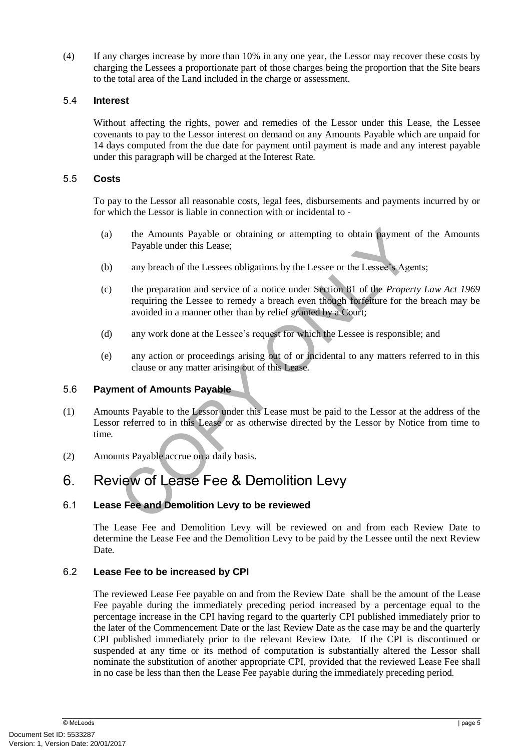(4) If any charges increase by more than 10% in any one year, the Lessor may recover these costs by charging the Lessees a proportionate part of those charges being the proportion that the Site bears to the total area of the Land included in the charge or assessment.

### 5.4 Interest

Without affecting the rights, power and remedies of the Lessor under this Lease, the Lessee covenants to pay to the Lessor interest on demand on any Amounts Payable which are unpaid for 14 days computed from the due date for payment until payment is made and any interest payable under this paragraph will be charged at the Interest Rate.

### 5.5 Costs

To pay to the Lessor all reasonable costs, legal fees, disbursements and payments incurred by or for which the Lessor is liable in connection with or incidental to -

(a) the Amounts Payable or obtaining or attempting to obtain payment of the Amounts Payable under this Lease;

(b) any breach of the Lessees obligations by the Lessee or the Lessee's Agents;

(c) the preparation and service of a notice under Section 81 of the *Property Law Act 1969* requiring the Lessee to remedy a breach even though forfeiture for the breach may be avoided in a manner other than by relief granted by a Court;

(d) any work done at the Lessee's request for which the Lessee is responsible; and

(e) any action or proceedings arising out of or incidental to any matters referred to in this clause or any matter arising out of this Lease.

### 5.6 Payment of Amounts Payable

(1) Amounts Payable to the Lessor under this Lease must be paid to the Lessor at the address of the Lessor referred to in this Lease or as otherwise directed by the Lessor by Notice from time to time.

(2) Amounts Payable accrue on a daily basis.

## 6. Review of Lease Fee & Demolition Levy

### 6.1 Lease Fee and Demolition Levy to be reviewed

The Lease Fee and Demolition Levy will be reviewed on and from each Review Date to determine the Lease Fee and the Demolition Levy to be paid by the Lessee until the next Review Date.

### 6.2 Lease Fee to be increased by CPI

The reviewed Lease Fee payable on and from the Review Date shall be the amount of the Lease Fee payable during the immediately preceding period increased by a percentage equal to the percentage increase in the CPI having regard to the quarterly CPI published immediately prior to the later of the Commencement Date or the last Review Date as the case may be and the quarterly CPI published immediately prior to the relevant Review Date. If the CPI is discontinued or suspended at any time or its method of computation is substantially altered the Lessor shall nominate the substitution of another appropriate CPI, provided that the reviewed Lease Fee shall in no case be less than then the Lease Fee payable during the immediately preceding period.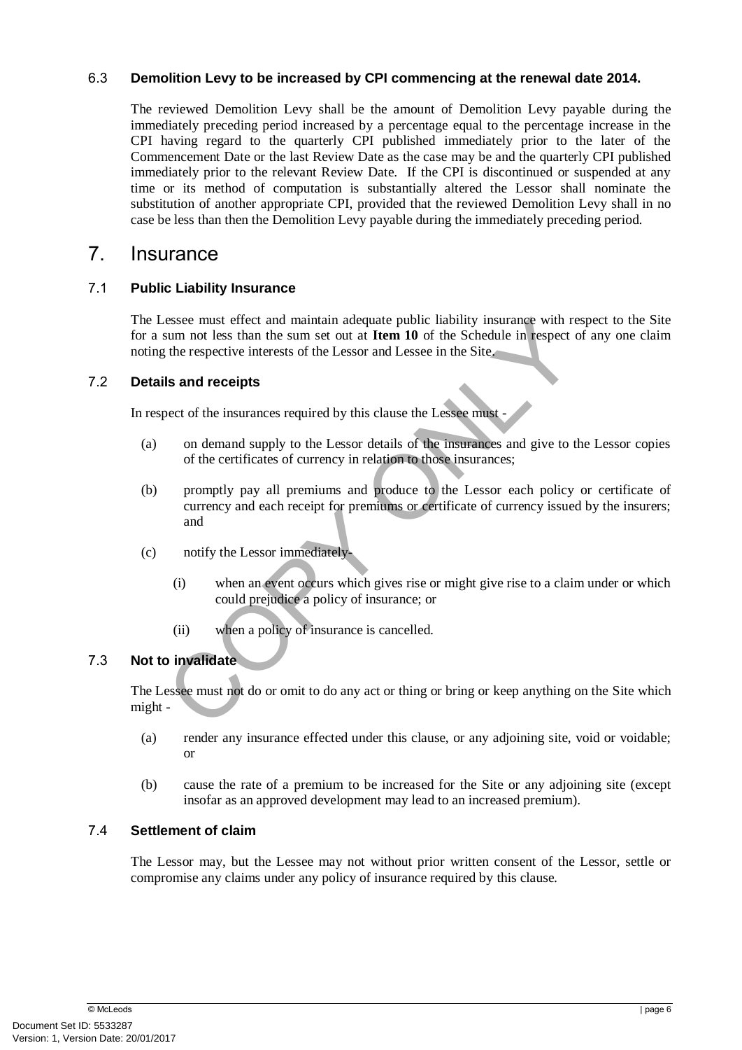### 6.3 Demolition Levy to be increased by CPI commencing at the renewal date 2014.

The reviewed Demolition Levy shall be the amount of Demolition Levy payable during the immediately preceding period increased by a percentage equal to the percentage increase in the CPI having regard to the quarterly CPI published immediately prior to the later of the Commencement Date or the last Review Date as the case may be and the quarterly CPI published immediately prior to the relevant Review Date. If the CPI is discontinued or suspended at any time or its method of computation is substantially altered the Lessor shall nominate the substitution of another appropriate CPI, provided that the reviewed Demolition Levy shall in no case be less than then the Demolition Levy payable during the immediately preceding period.

## 7. Insurance

### 7.1 Public Liability Insurance

The Lessee must effect and maintain adequate public liability insurance with respect to the Site for a sum not less than the sum set out at **Item 10** of the Schedule in respect of any one claim noting the respective interests of the Lessor and Lessee in the Site.

### 7.2 Details and receipts

In respect of the insurances required by this clause the Lessee must -

(a) on demand supply to the Lessor details of the insurances and give to the Lessor copies of the certificates of currency in relation to those insurances;

(b) promptly pay all premiums and produce to the Lessor each policy or certificate of currency and each receipt for premiums or certificate of currency issued by the insurers; and

(c) notify the Lessor immediately-

  (i) when an event occurs which gives rise or might give rise to a claim under or which could prejudice a policy of insurance; or

  (ii) when a policy of insurance is cancelled.

### 7.3 Not to invalidate

The Lessee must not do or omit to do any act or thing or bring or keep anything on the Site which might -

(a) render any insurance effected under this clause, or any adjoining site, void or voidable; or

(b) cause the rate of a premium to be increased for the Site or any adjoining site (except insofar as an approved development may lead to an increased premium).

### 7.4 Settlement of claim

The Lessor may, but the Lessee may not without prior written consent of the Lessor, settle or compromise any claims under any policy of insurance required by this clause.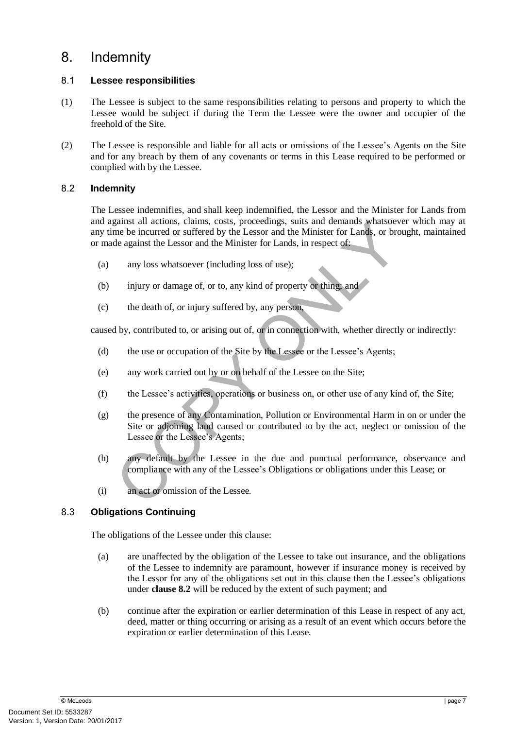# 8. Indemnity

## 8.1 Lessee responsibilities

(1) The Lessee is subject to the same responsibilities relating to persons and property to which the Lessee would be subject if during the Term the Lessee were the owner and occupier of the freehold of the Site.

(2) The Lessee is responsible and liable for all acts or omissions of the Lessee's Agents on the Site and for any breach by them of any covenants or terms in this Lease required to be performed or complied with by the Lessee.

## 8.2 Indemnity

The Lessee indemnifies, and shall keep indemnified, the Lessor and the Minister for Lands from and against all actions, claims, costs, proceedings, suits and demands whatsoever which may at any time be incurred or suffered by the Lessor and the Minister for Lands, or brought, maintained or made against the Lessor and the Minister for Lands, in respect of:

(a) any loss whatsoever (including loss of use);

(b) injury or damage of, or to, any kind of property or thing; and

(c) the death of, or injury suffered by, any person,

caused by, contributed to, or arising out of, or in connection with, whether directly or indirectly:

(d) the use or occupation of the Site by the Lessee or the Lessee's Agents;

(e) any work carried out by or on behalf of the Lessee on the Site;

(f) the Lessee's activities, operations or business on, or other use of any kind of, the Site;

(g) the presence of any Contamination, Pollution or Environmental Harm in on or under the Site or adjoining land caused or contributed to by the act, neglect or omission of the Lessee or the Lessee's Agents;

(h) any default by the Lessee in the due and punctual performance, observance and compliance with any of the Lessee's Obligations or obligations under this Lease; or

(i) an act or omission of the Lessee.

## 8.3 Obligations Continuing

The obligations of the Lessee under this clause:

(a) are unaffected by the obligation of the Lessee to take out insurance, and the obligations of the Lessee to indemnify are paramount, however if insurance money is received by the Lessor for any of the obligations set out in this clause then the Lessee's obligations under **clause 8.2** will be reduced by the extent of such payment; and

(b) continue after the expiration or earlier determination of this Lease in respect of any act, deed, matter or thing occurring or arising as a result of an event which occurs before the expiration or earlier determination of this Lease.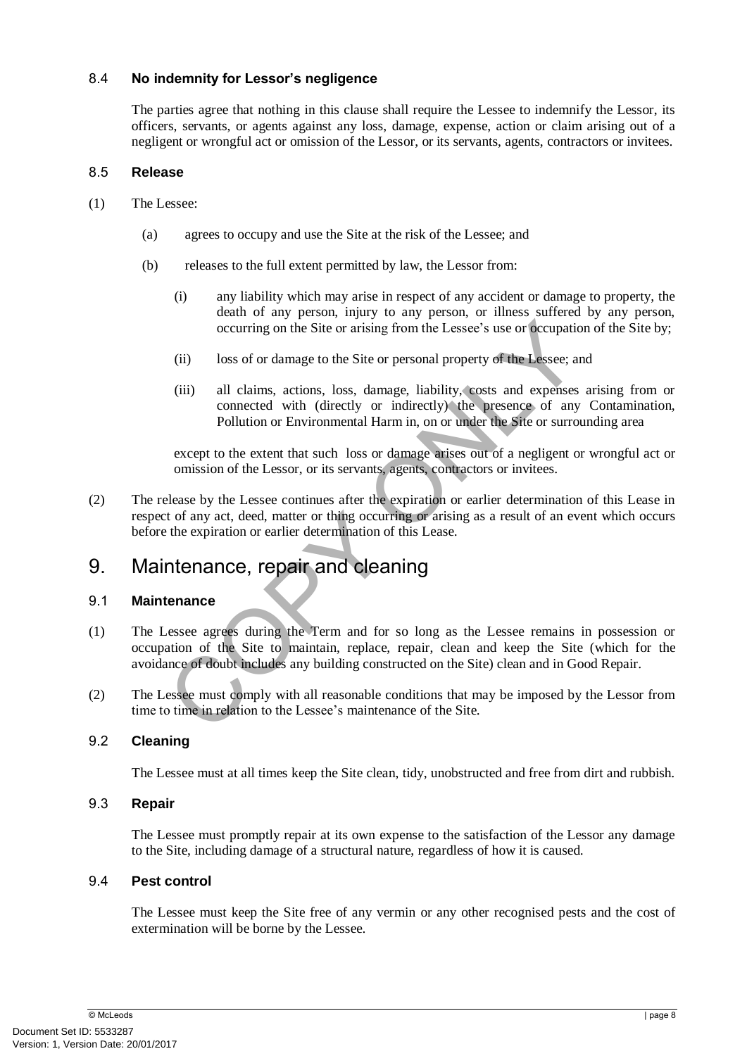### 8.4 No indemnity for Lessor's negligence

The parties agree that nothing in this clause shall require the Lessee to indemnify the Lessor, its officers, servants, or agents against any loss, damage, expense, action or claim arising out of a negligent or wrongful act or omission of the Lessor, or its servants, agents, contractors or invitees.

### 8.5 Release

(1) The Lessee:

  (a) agrees to occupy and use the Site at the risk of the Lessee; and

  (b) releases to the full extent permitted by law, the Lessor from:

    (i) any liability which may arise in respect of any accident or damage to property, the death of any person, injury to any person, or illness suffered by any person, occurring on the Site or arising from the Lessee's use or occupation of the Site by;

    (ii) loss of or damage to the Site or personal property of the Lessee; and

    (iii) all claims, actions, loss, damage, liability, costs and expenses arising from or connected with (directly or indirectly) the presence of any Contamination, Pollution or Environmental Harm in, on or under the Site or surrounding area

  except to the extent that such loss or damage arises out of a negligent or wrongful act or omission of the Lessor, or its servants, agents, contractors or invitees.

(2) The release by the Lessee continues after the expiration or earlier determination of this Lease in respect of any act, deed, matter or thing occurring or arising as a result of an event which occurs before the expiration or earlier determination of this Lease.

## 9. Maintenance, repair and cleaning

### 9.1 Maintenance

(1) The Lessee agrees during the Term and for so long as the Lessee remains in possession or occupation of the Site to maintain, replace, repair, clean and keep the Site (which for the avoidance of doubt includes any building constructed on the Site) clean and in Good Repair.

(2) The Lessee must comply with all reasonable conditions that may be imposed by the Lessor from time to time in relation to the Lessee's maintenance of the Site.

### 9.2 Cleaning

The Lessee must at all times keep the Site clean, tidy, unobstructed and free from dirt and rubbish.

### 9.3 Repair

The Lessee must promptly repair at its own expense to the satisfaction of the Lessor any damage to the Site, including damage of a structural nature, regardless of how it is caused.

### 9.4 Pest control

The Lessee must keep the Site free of any vermin or any other recognised pests and the cost of extermination will be borne by the Lessee.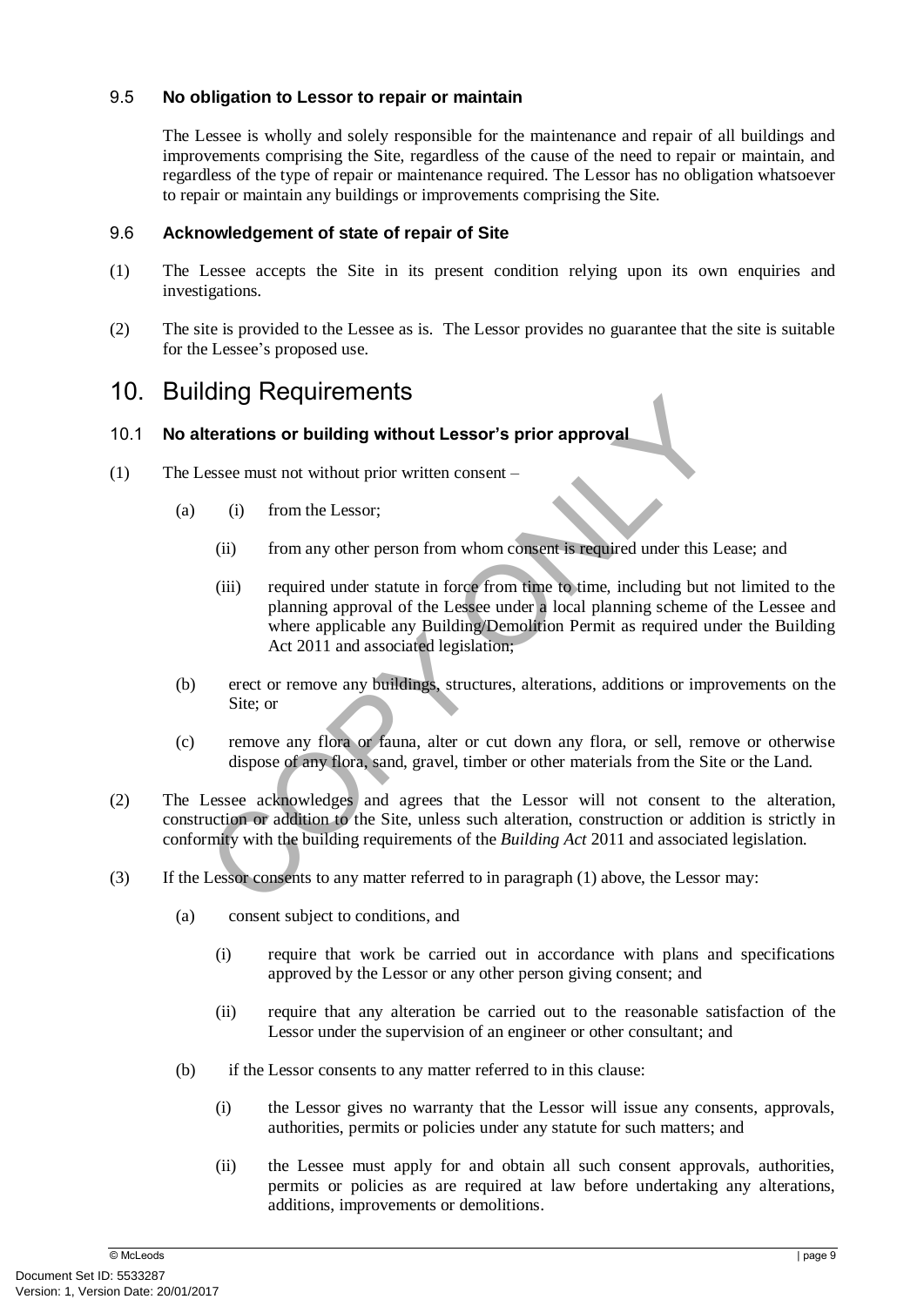### 9.5 No obligation to Lessor to repair or maintain

The Lessee is wholly and solely responsible for the maintenance and repair of all buildings and improvements comprising the Site, regardless of the cause of the need to repair or maintain, and regardless of the type of repair or maintenance required. The Lessor has no obligation whatsoever to repair or maintain any buildings or improvements comprising the Site.

### 9.6 Acknowledgement of state of repair of Site

(1) The Lessee accepts the Site in its present condition relying upon its own enquiries and investigations.

(2) The site is provided to the Lessee as is. The Lessor provides no guarantee that the site is suitable for the Lessee's proposed use.

## 10. Building Requirements

### 10.1 No alterations or building without Lessor's prior approval

(1) The Lessee must not without prior written consent –

(a) (i) from the Lessor;

(ii) from any other person from whom consent is required under this Lease; and

(iii) required under statute in force from time to time, including but not limited to the planning approval of the Lessee under a local planning scheme of the Lessee and where applicable any Building/Demolition Permit as required under the Building Act 2011 and associated legislation;

(b) erect or remove any buildings, structures, alterations, additions or improvements on the Site; or

(c) remove any flora or fauna, alter or cut down any flora, or sell, remove or otherwise dispose of any flora, sand, gravel, timber or other materials from the Site or the Land.

(2) The Lessee acknowledges and agrees that the Lessor will not consent to the alteration, construction or addition to the Site, unless such alteration, construction or addition is strictly in conformity with the building requirements of the *Building Act* 2011 and associated legislation.

(3) If the Lessor consents to any matter referred to in paragraph (1) above, the Lessor may:

(a) consent subject to conditions, and

(i) require that work be carried out in accordance with plans and specifications approved by the Lessor or any other person giving consent; and

(ii) require that any alteration be carried out to the reasonable satisfaction of the Lessor under the supervision of an engineer or other consultant; and

(b) if the Lessor consents to any matter referred to in this clause:

(i) the Lessor gives no warranty that the Lessor will issue any consents, approvals, authorities, permits or policies under any statute for such matters; and

(ii) the Lessee must apply for and obtain all such consent approvals, authorities, permits or policies as are required at law before undertaking any alterations, additions, improvements or demolitions.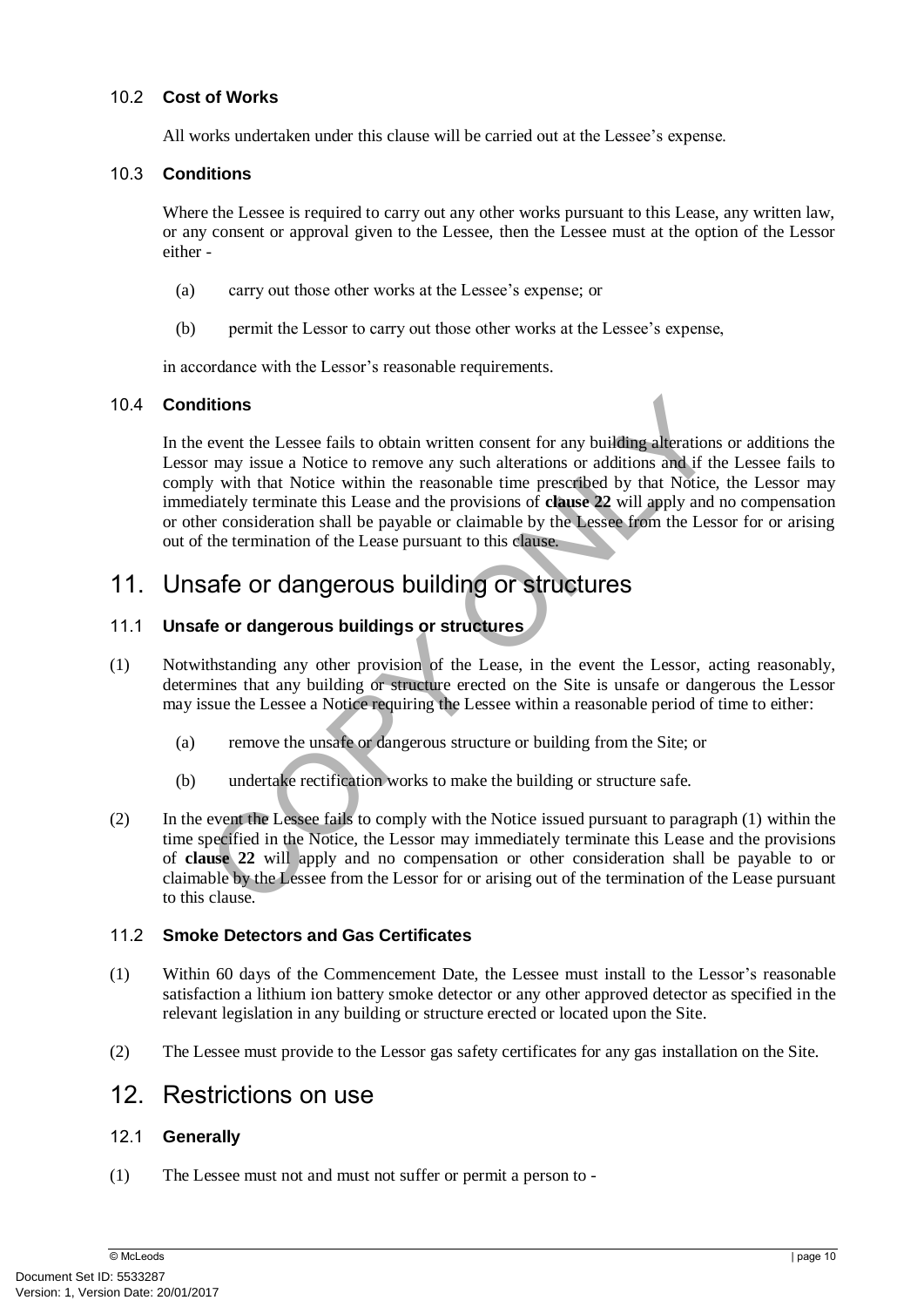### 10.2 **Cost of Works**

All works undertaken under this clause will be carried out at the Lessee's expense.

### 10.3 **Conditions**

Where the Lessee is required to carry out any other works pursuant to this Lease, any written law, or any consent or approval given to the Lessee, then the Lessee must at the option of the Lessor either -

(a) carry out those other works at the Lessee's expense; or

(b) permit the Lessor to carry out those other works at the Lessee's expense,

in accordance with the Lessor's reasonable requirements.

### 10.4 **Conditions**

In the event the Lessee fails to obtain written consent for any building alterations or additions the Lessor may issue a Notice to remove any such alterations or additions and if the Lessee fails to comply with that Notice within the reasonable time prescribed by that Notice, the Lessor may immediately terminate this Lease and the provisions of **clause 22** will apply and no compensation or other consideration shall be payable or claimable by the Lessee from the Lessor for or arising out of the termination of the Lease pursuant to this clause.

## 11. Unsafe or dangerous building or structures

### 11.1 **Unsafe or dangerous buildings or structures**

(1) Notwithstanding any other provision of the Lease, in the event the Lessor, acting reasonably, determines that any building or structure erected on the Site is unsafe or dangerous the Lessor may issue the Lessee a Notice requiring the Lessee within a reasonable period of time to either:

(a) remove the unsafe or dangerous structure or building from the Site; or

(b) undertake rectification works to make the building or structure safe.

(2) In the event the Lessee fails to comply with the Notice issued pursuant to paragraph (1) within the time specified in the Notice, the Lessor may immediately terminate this Lease and the provisions of **clause 22** will apply and no compensation or other consideration shall be payable to or claimable by the Lessee from the Lessor for or arising out of the termination of the Lease pursuant to this clause.

### 11.2 **Smoke Detectors and Gas Certificates**

(1) Within 60 days of the Commencement Date, the Lessee must install to the Lessor's reasonable satisfaction a lithium ion battery smoke detector or any other approved detector as specified in the relevant legislation in any building or structure erected or located upon the Site.

(2) The Lessee must provide to the Lessor gas safety certificates for any gas installation on the Site.

## 12. Restrictions on use

### 12.1 **Generally**

(1) The Lessee must not and must not suffer or permit a person to -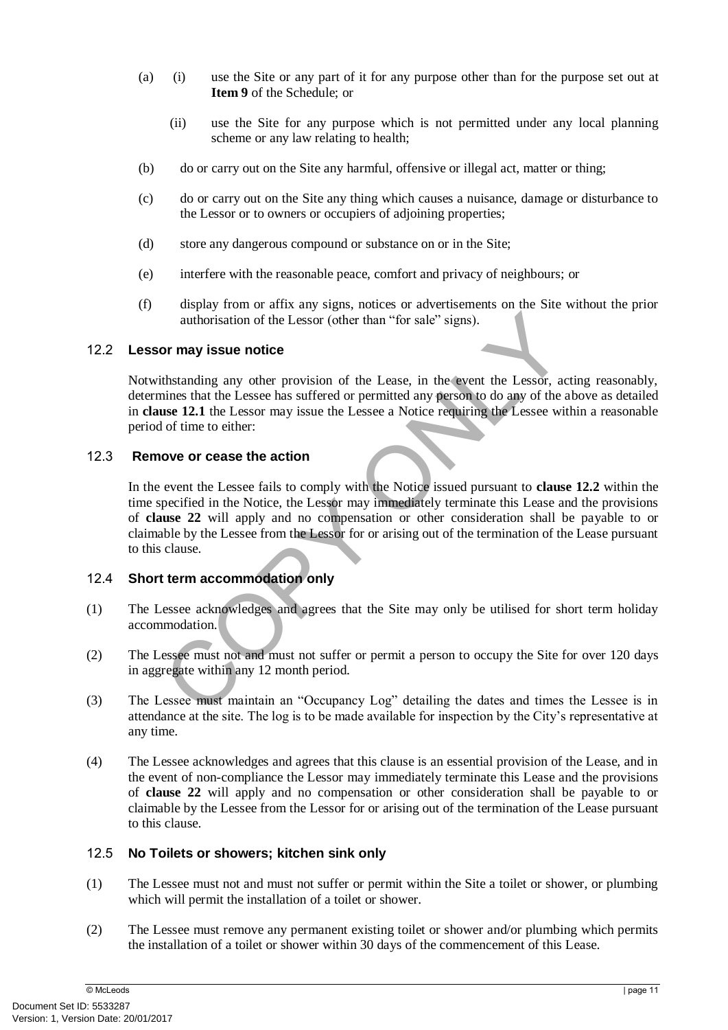(a) (i) use the Site or any part of it for any purpose other than for the purpose set out at **Item 9** of the Schedule; or

(ii) use the Site for any purpose which is not permitted under any local planning scheme or any law relating to health;

(b) do or carry out on the Site any harmful, offensive or illegal act, matter or thing;

(c) do or carry out on the Site any thing which causes a nuisance, damage or disturbance to the Lessor or to owners or occupiers of adjoining properties;

(d) store any dangerous compound or substance on or in the Site;

(e) interfere with the reasonable peace, comfort and privacy of neighbours; or

(f) display from or affix any signs, notices or advertisements on the Site without the prior authorisation of the Lessor (other than "for sale" signs).

### 12.2 Lessor may issue notice

Notwithstanding any other provision of the Lease, in the event the Lessor, acting reasonably, determines that the Lessee has suffered or permitted any person to do any of the above as detailed in **clause 12.1** the Lessor may issue the Lessee a Notice requiring the Lessee within a reasonable period of time to either:

### 12.3 Remove or cease the action

In the event the Lessee fails to comply with the Notice issued pursuant to **clause 12.2** within the time specified in the Notice, the Lessor may immediately terminate this Lease and the provisions of **clause 22** will apply and no compensation or other consideration shall be payable to or claimable by the Lessee from the Lessor for or arising out of the termination of the Lease pursuant to this clause.

### 12.4 Short term accommodation only

(1) The Lessee acknowledges and agrees that the Site may only be utilised for short term holiday accommodation.

(2) The Lessee must not and must not suffer or permit a person to occupy the Site for over 120 days in aggregate within any 12 month period.

(3) The Lessee must maintain an "Occupancy Log" detailing the dates and times the Lessee is in attendance at the site. The log is to be made available for inspection by the City's representative at any time.

(4) The Lessee acknowledges and agrees that this clause is an essential provision of the Lease, and in the event of non-compliance the Lessor may immediately terminate this Lease and the provisions of **clause 22** will apply and no compensation or other consideration shall be payable to or claimable by the Lessee from the Lessor for or arising out of the termination of the Lease pursuant to this clause.

### 12.5 No Toilets or showers; kitchen sink only

(1) The Lessee must not and must not suffer or permit within the Site a toilet or shower, or plumbing which will permit the installation of a toilet or shower.

(2) The Lessee must remove any permanent existing toilet or shower and/or plumbing which permits the installation of a toilet or shower within 30 days of the commencement of this Lease.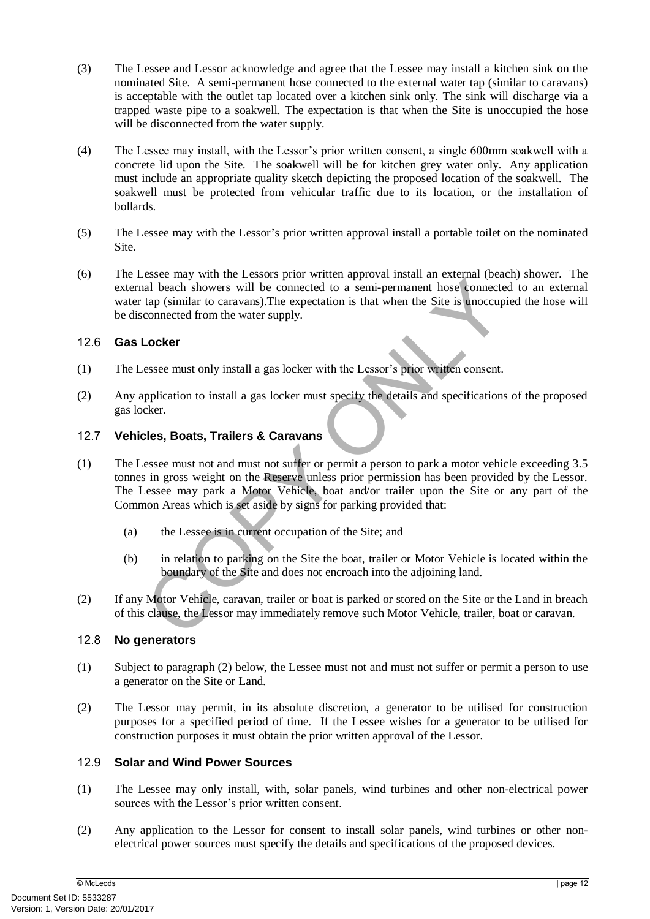(3) The Lessee and Lessor acknowledge and agree that the Lessee may install a kitchen sink on the nominated Site. A semi-permanent hose connected to the external water tap (similar to caravans) is acceptable with the outlet tap located over a kitchen sink only. The sink will discharge via a trapped waste pipe to a soakwell. The expectation is that when the Site is unoccupied the hose will be disconnected from the water supply.

(4) The Lessee may install, with the Lessor's prior written consent, a single 600mm soakwell with a concrete lid upon the Site. The soakwell will be for kitchen grey water only. Any application must include an appropriate quality sketch depicting the proposed location of the soakwell. The soakwell must be protected from vehicular traffic due to its location, or the installation of bollards.

(5) The Lessee may with the Lessor's prior written approval install a portable toilet on the nominated Site.

(6) The Lessee may with the Lessors prior written approval install an external (beach) shower. The external beach showers will be connected to a semi-permanent hose connected to an external water tap (similar to caravans).The expectation is that when the Site is unoccupied the hose will be disconnected from the water supply.

### 12.6 Gas Locker

(1) The Lessee must only install a gas locker with the Lessor's prior written consent.

(2) Any application to install a gas locker must specify the details and specifications of the proposed gas locker.

### 12.7 Vehicles, Boats, Trailers & Caravans

(1) The Lessee must not and must not suffer or permit a person to park a motor vehicle exceeding 3.5 tonnes in gross weight on the Reserve unless prior permission has been provided by the Lessor. The Lessee may park a Motor Vehicle, boat and/or trailer upon the Site or any part of the Common Areas which is set aside by signs for parking provided that:

   (a) the Lessee is in current occupation of the Site; and

   (b) in relation to parking on the Site the boat, trailer or Motor Vehicle is located within the boundary of the Site and does not encroach into the adjoining land.

(2) If any Motor Vehicle, caravan, trailer or boat is parked or stored on the Site or the Land in breach of this clause, the Lessor may immediately remove such Motor Vehicle, trailer, boat or caravan.

### 12.8 No generators

(1) Subject to paragraph (2) below, the Lessee must not and must not suffer or permit a person to use a generator on the Site or Land.

(2) The Lessor may permit, in its absolute discretion, a generator to be utilised for construction purposes for a specified period of time. If the Lessee wishes for a generator to be utilised for construction purposes it must obtain the prior written approval of the Lessor.

### 12.9 Solar and Wind Power Sources

(1) The Lessee may only install, with, solar panels, wind turbines and other non-electrical power sources with the Lessor's prior written consent.

(2) Any application to the Lessor for consent to install solar panels, wind turbines or other non-electrical power sources must specify the details and specifications of the proposed devices.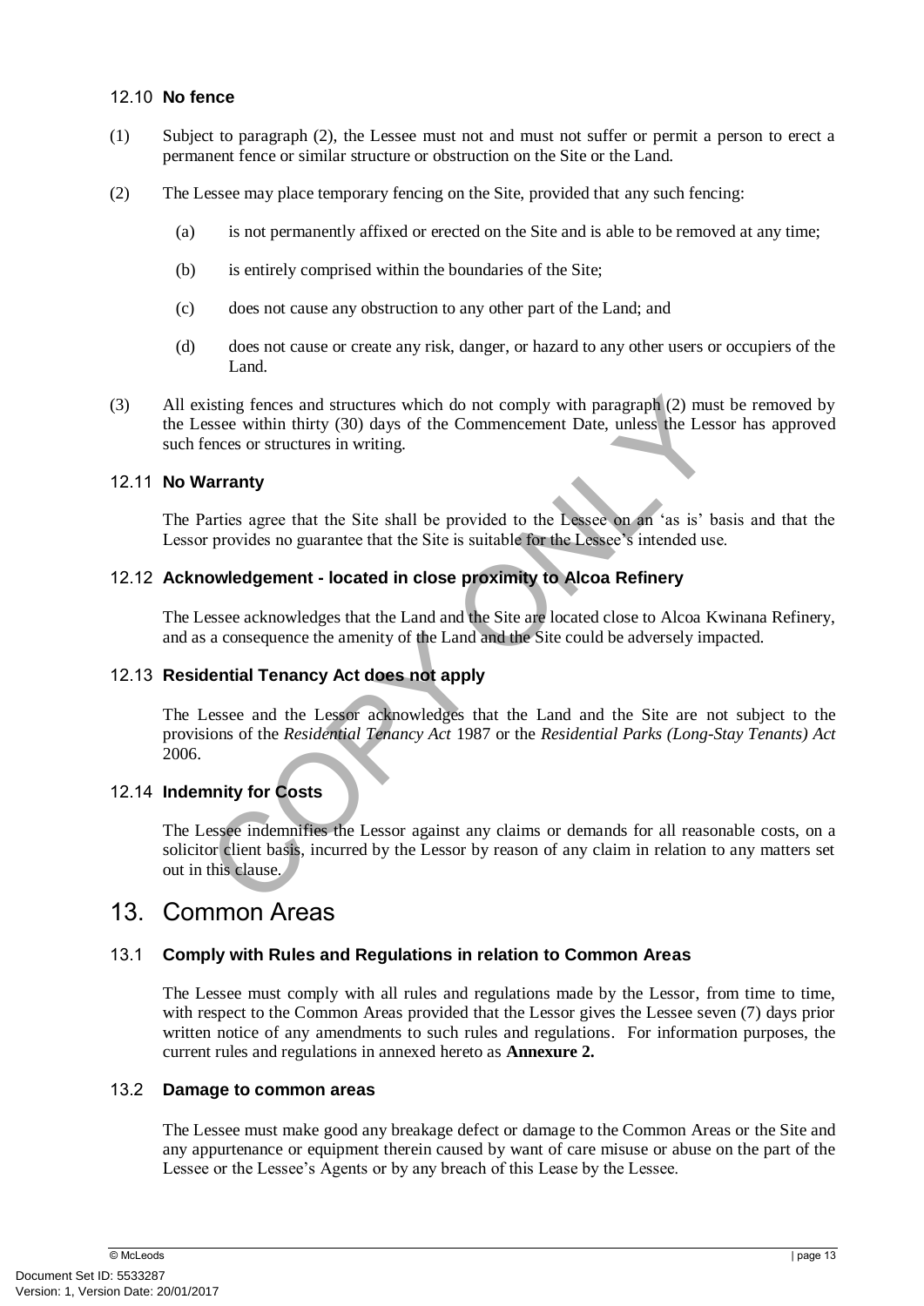### 12.10 **No fence**

(1) Subject to paragraph (2), the Lessee must not and must not suffer or permit a person to erect a permanent fence or similar structure or obstruction on the Site or the Land.

(2) The Lessee may place temporary fencing on the Site, provided that any such fencing:

  (a) is not permanently affixed or erected on the Site and is able to be removed at any time;

  (b) is entirely comprised within the boundaries of the Site;

  (c) does not cause any obstruction to any other part of the Land; and

  (d) does not cause or create any risk, danger, or hazard to any other users or occupiers of the Land.

(3) All existing fences and structures which do not comply with paragraph (2) must be removed by the Lessee within thirty (30) days of the Commencement Date, unless the Lessor has approved such fences or structures in writing.

### 12.11 **No Warranty**

The Parties agree that the Site shall be provided to the Lessee on an 'as is' basis and that the Lessor provides no guarantee that the Site is suitable for the Lessee's intended use.

### 12.12 **Acknowledgement - located in close proximity to Alcoa Refinery**

The Lessee acknowledges that the Land and the Site are located close to Alcoa Kwinana Refinery, and as a consequence the amenity of the Land and the Site could be adversely impacted.

### 12.13 **Residential Tenancy Act does not apply**

The Lessee and the Lessor acknowledges that the Land and the Site are not subject to the provisions of the *Residential Tenancy Act* 1987 or the *Residential Parks (Long-Stay Tenants) Act* 2006.

### 12.14 **Indemnity for Costs**

The Lessee indemnifies the Lessor against any claims or demands for all reasonable costs, on a solicitor client basis, incurred by the Lessor by reason of any claim in relation to any matters set out in this clause.

## 13. Common Areas

### 13.1 **Comply with Rules and Regulations in relation to Common Areas**

The Lessee must comply with all rules and regulations made by the Lessor, from time to time, with respect to the Common Areas provided that the Lessor gives the Lessee seven (7) days prior written notice of any amendments to such rules and regulations. For information purposes, the current rules and regulations in annexed hereto as **Annexure 2.**

### 13.2 **Damage to common areas**

The Lessee must make good any breakage defect or damage to the Common Areas or the Site and any appurtenance or equipment therein caused by want of care misuse or abuse on the part of the Lessee or the Lessee's Agents or by any breach of this Lease by the Lessee.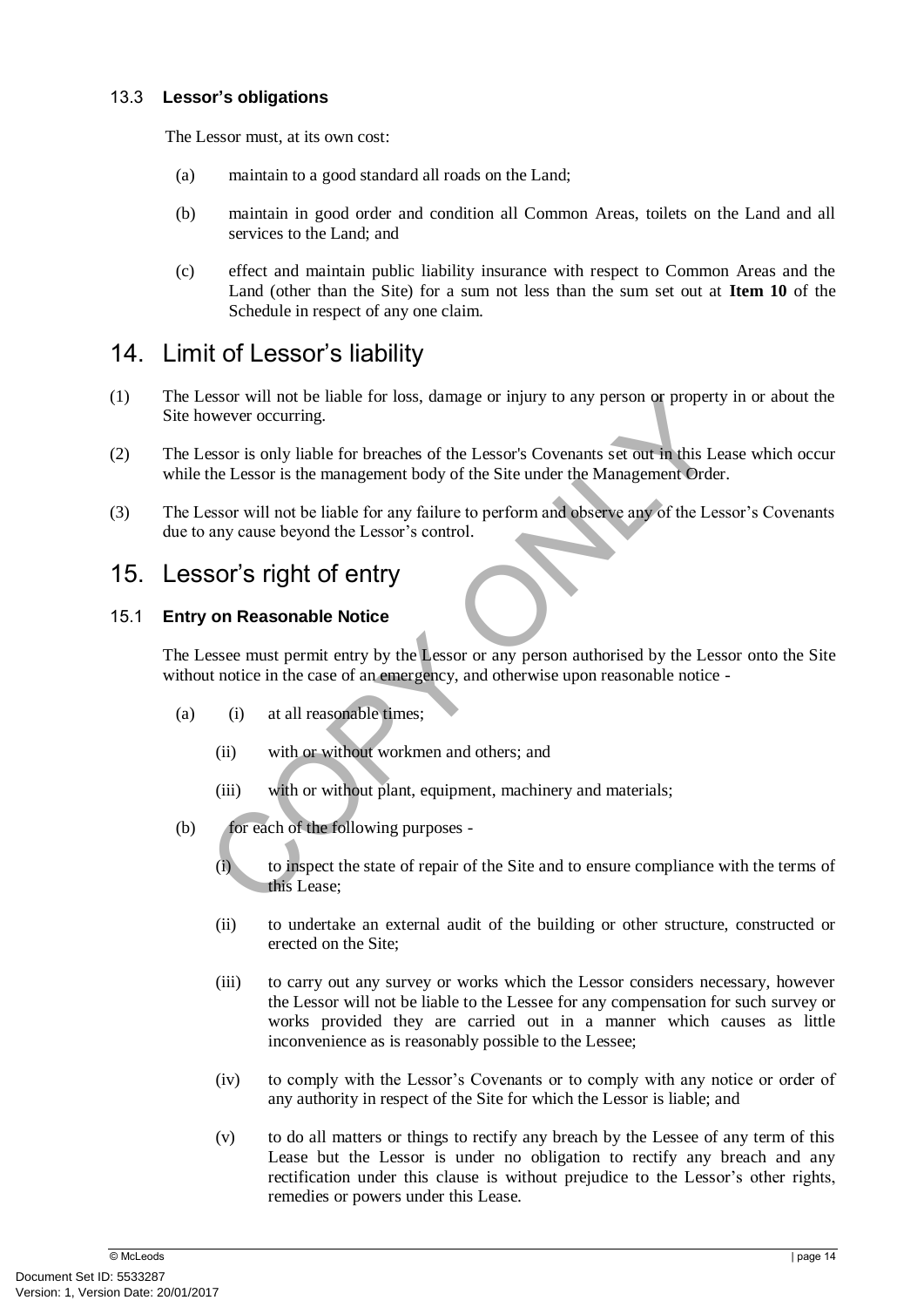### 13.3 **Lessor's obligations**

The Lessor must, at its own cost:

(a) maintain to a good standard all roads on the Land;

(b) maintain in good order and condition all Common Areas, toilets on the Land and all services to the Land; and

(c) effect and maintain public liability insurance with respect to Common Areas and the Land (other than the Site) for a sum not less than the sum set out at **Item 10** of the Schedule in respect of any one claim.

## 14. Limit of Lessor's liability

(1) The Lessor will not be liable for loss, damage or injury to any person or property in or about the Site however occurring.

(2) The Lessor is only liable for breaches of the Lessor's Covenants set out in this Lease which occur while the Lessor is the management body of the Site under the Management Order.

(3) The Lessor will not be liable for any failure to perform and observe any of the Lessor's Covenants due to any cause beyond the Lessor's control.

## 15. Lessor's right of entry

### 15.1 **Entry on Reasonable Notice**

The Lessee must permit entry by the Lessor or any person authorised by the Lessor onto the Site without notice in the case of an emergency, and otherwise upon reasonable notice -

(a) (i) at all reasonable times;

(ii) with or without workmen and others; and

(iii) with or without plant, equipment, machinery and materials;

(b) for each of the following purposes -

(i) to inspect the state of repair of the Site and to ensure compliance with the terms of this Lease;

(ii) to undertake an external audit of the building or other structure, constructed or erected on the Site;

(iii) to carry out any survey or works which the Lessor considers necessary, however the Lessor will not be liable to the Lessee for any compensation for such survey or works provided they are carried out in a manner which causes as little inconvenience as is reasonably possible to the Lessee;

(iv) to comply with the Lessor's Covenants or to comply with any notice or order of any authority in respect of the Site for which the Lessor is liable; and

(v) to do all matters or things to rectify any breach by the Lessee of any term of this Lease but the Lessor is under no obligation to rectify any breach and any rectification under this clause is without prejudice to the Lessor's other rights, remedies or powers under this Lease.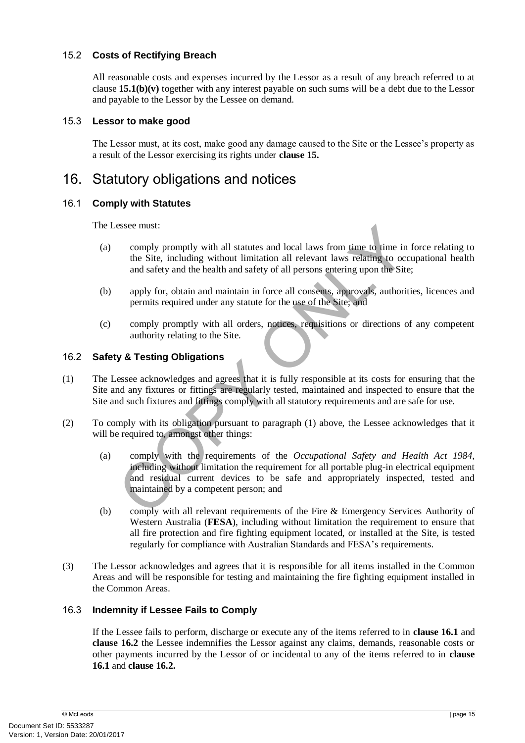### 15.2 **Costs of Rectifying Breach**

All reasonable costs and expenses incurred by the Lessor as a result of any breach referred to at clause **15.1(b)(v)** together with any interest payable on such sums will be a debt due to the Lessor and payable to the Lessor by the Lessee on demand.

### 15.3 **Lessor to make good**

The Lessor must, at its cost, make good any damage caused to the Site or the Lessee's property as a result of the Lessor exercising its rights under **clause 15.**

## 16. Statutory obligations and notices

### 16.1 **Comply with Statutes**

The Lessee must:

(a) comply promptly with all statutes and local laws from time to time in force relating to the Site, including without limitation all relevant laws relating to occupational health and safety and the health and safety of all persons entering upon the Site;

(b) apply for, obtain and maintain in force all consents, approvals, authorities, licences and permits required under any statute for the use of the Site; and

(c) comply promptly with all orders, notices, requisitions or directions of any competent authority relating to the Site.

### 16.2 **Safety & Testing Obligations**

(1) The Lessee acknowledges and agrees that it is fully responsible at its costs for ensuring that the Site and any fixtures or fittings are regularly tested, maintained and inspected to ensure that the Site and such fixtures and fittings comply with all statutory requirements and are safe for use.

(2) To comply with its obligation pursuant to paragraph (1) above, the Lessee acknowledges that it will be required to, amongst other things:

(a) comply with the requirements of the *Occupational Safety and Health Act 1984*, including without limitation the requirement for all portable plug-in electrical equipment and residual current devices to be safe and appropriately inspected, tested and maintained by a competent person; and

(b) comply with all relevant requirements of the Fire & Emergency Services Authority of Western Australia (**FESA**), including without limitation the requirement to ensure that all fire protection and fire fighting equipment located, or installed at the Site, is tested regularly for compliance with Australian Standards and FESA's requirements.

(3) The Lessor acknowledges and agrees that it is responsible for all items installed in the Common Areas and will be responsible for testing and maintaining the fire fighting equipment installed in the Common Areas.

### 16.3 **Indemnity if Lessee Fails to Comply**

If the Lessee fails to perform, discharge or execute any of the items referred to in **clause 16.1** and **clause 16.2** the Lessee indemnifies the Lessor against any claims, demands, reasonable costs or other payments incurred by the Lessor of or incidental to any of the items referred to in **clause 16.1** and **clause 16.2.**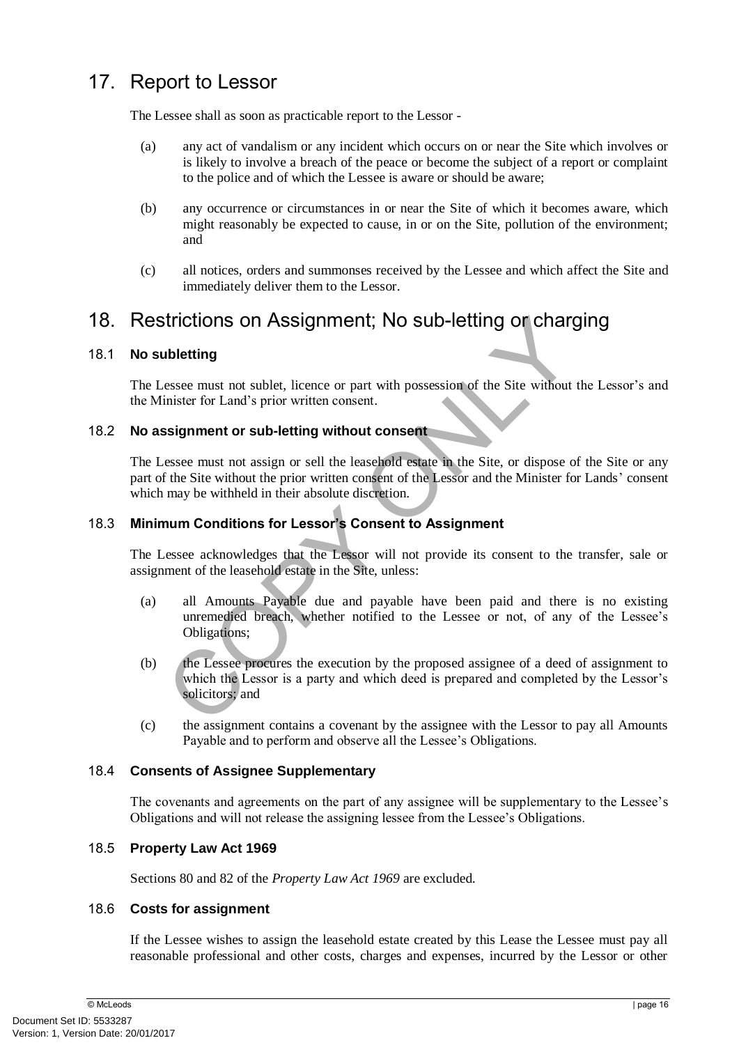## 17. Report to Lessor

The Lessee shall as soon as practicable report to the Lessor -

(a) any act of vandalism or any incident which occurs on or near the Site which involves or is likely to involve a breach of the peace or become the subject of a report or complaint to the police and of which the Lessee is aware or should be aware;

(b) any occurrence or circumstances in or near the Site of which it becomes aware, which might reasonably be expected to cause, in or on the Site, pollution of the environment; and

(c) all notices, orders and summonses received by the Lessee and which affect the Site and immediately deliver them to the Lessor.

## 18. Restrictions on Assignment; No sub-letting or charging

### 18.1 No subletting

The Lessee must not sublet, licence or part with possession of the Site without the Lessor's and the Minister for Land's prior written consent.

### 18.2 No assignment or sub-letting without consent

The Lessee must not assign or sell the leasehold estate in the Site, or dispose of the Site or any part of the Site without the prior written consent of the Lessor and the Minister for Lands' consent which may be withheld in their absolute discretion.

### 18.3 Minimum Conditions for Lessor's Consent to Assignment

The Lessee acknowledges that the Lessor will not provide its consent to the transfer, sale or assignment of the leasehold estate in the Site, unless:

(a) all Amounts Payable due and payable have been paid and there is no existing unremedied breach, whether notified to the Lessee or not, of any of the Lessee's Obligations;

(b) the Lessee procures the execution by the proposed assignee of a deed of assignment to which the Lessor is a party and which deed is prepared and completed by the Lessor's solicitors; and

(c) the assignment contains a covenant by the assignee with the Lessor to pay all Amounts Payable and to perform and observe all the Lessee's Obligations.

### 18.4 Consents of Assignee Supplementary

The covenants and agreements on the part of any assignee will be supplementary to the Lessee's Obligations and will not release the assigning lessee from the Lessee's Obligations.

### 18.5 Property Law Act 1969

Sections 80 and 82 of the *Property Law Act 1969* are excluded.

### 18.6 Costs for assignment

If the Lessee wishes to assign the leasehold estate created by this Lease the Lessee must pay all reasonable professional and other costs, charges and expenses, incurred by the Lessor or other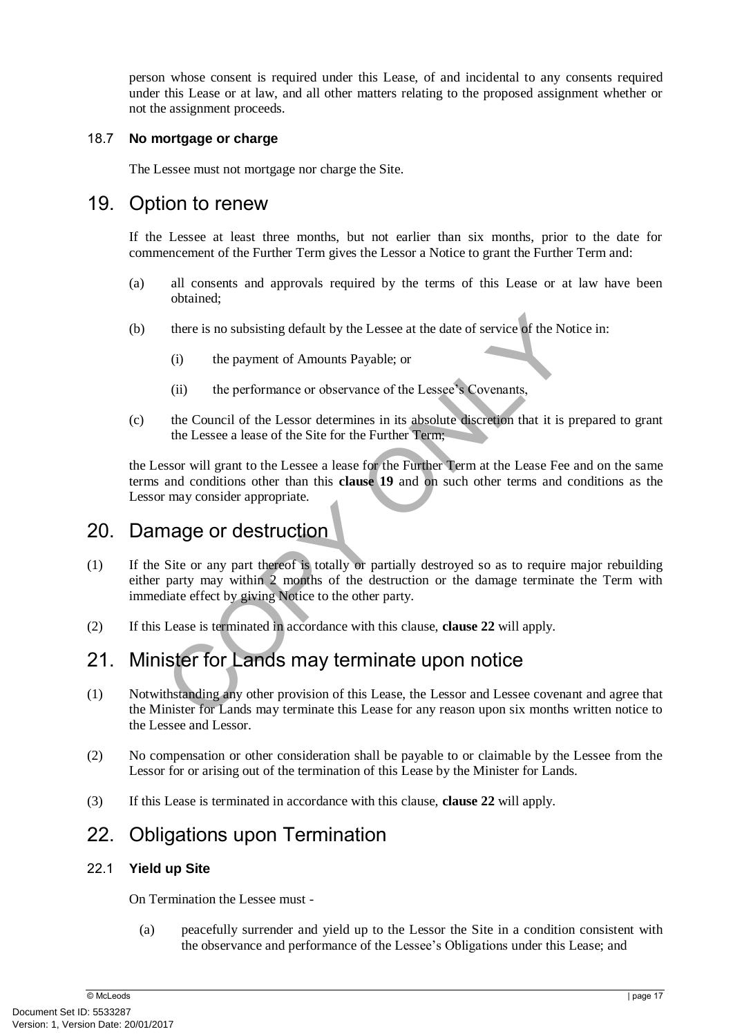person whose consent is required under this Lease, of and incidental to any consents required under this Lease or at law, and all other matters relating to the proposed assignment whether or not the assignment proceeds.

### 18.7 **No mortgage or charge**

The Lessee must not mortgage nor charge the Site.

## 19. Option to renew

If the Lessee at least three months, but not earlier than six months, prior to the date for commencement of the Further Term gives the Lessor a Notice to grant the Further Term and:

(a) all consents and approvals required by the terms of this Lease or at law have been obtained;

(b) there is no subsisting default by the Lessee at the date of service of the Notice in:

   (i) the payment of Amounts Payable; or

   (ii) the performance or observance of the Lessee's Covenants,

(c) the Council of the Lessor determines in its absolute discretion that it is prepared to grant the Lessee a lease of the Site for the Further Term;

the Lessor will grant to the Lessee a lease for the Further Term at the Lease Fee and on the same terms and conditions other than this **clause 19** and on such other terms and conditions as the Lessor may consider appropriate.

## 20. Damage or destruction

(1) If the Site or any part thereof is totally or partially destroyed so as to require major rebuilding either party may within 2 months of the destruction or the damage terminate the Term with immediate effect by giving Notice to the other party.

(2) If this Lease is terminated in accordance with this clause, **clause 22** will apply.

## 21. Minister for Lands may terminate upon notice

(1) Notwithstanding any other provision of this Lease, the Lessor and Lessee covenant and agree that the Minister for Lands may terminate this Lease for any reason upon six months written notice to the Lessee and Lessor.

(2) No compensation or other consideration shall be payable to or claimable by the Lessee from the Lessor for or arising out of the termination of this Lease by the Minister for Lands.

(3) If this Lease is terminated in accordance with this clause, **clause 22** will apply.

## 22. Obligations upon Termination

### 22.1 **Yield up Site**

On Termination the Lessee must -

(a) peacefully surrender and yield up to the Lessor the Site in a condition consistent with the observance and performance of the Lessee's Obligations under this Lease; and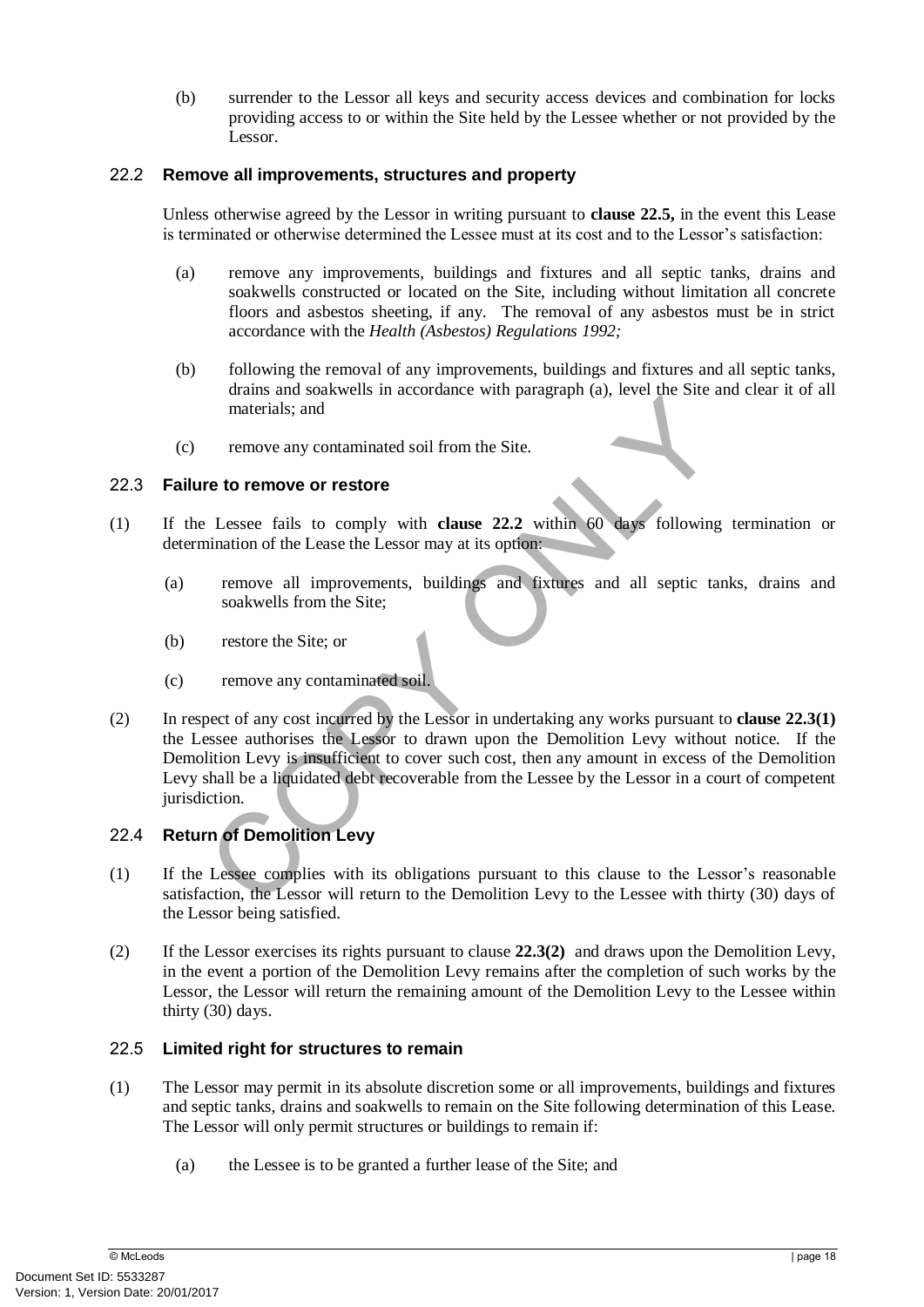(b) surrender to the Lessor all keys and security access devices and combination for locks providing access to or within the Site held by the Lessee whether or not provided by the Lessor.

### 22.2 Remove all improvements, structures and property

Unless otherwise agreed by the Lessor in writing pursuant to **clause 22.5,** in the event this Lease is terminated or otherwise determined the Lessee must at its cost and to the Lessor's satisfaction:

(a) remove any improvements, buildings and fixtures and all septic tanks, drains and soakwells constructed or located on the Site, including without limitation all concrete floors and asbestos sheeting, if any. The removal of any asbestos must be in strict accordance with the *Health (Asbestos) Regulations 1992;*

(b) following the removal of any improvements, buildings and fixtures and all septic tanks, drains and soakwells in accordance with paragraph (a), level the Site and clear it of all materials; and

(c) remove any contaminated soil from the Site.

### 22.3 Failure to remove or restore

(1) If the Lessee fails to comply with **clause 22.2** within 60 days following termination or determination of the Lease the Lessor may at its option:

(a) remove all improvements, buildings and fixtures and all septic tanks, drains and soakwells from the Site;

(b) restore the Site; or

(c) remove any contaminated soil.

(2) In respect of any cost incurred by the Lessor in undertaking any works pursuant to **clause 22.3(1)** the Lessee authorises the Lessor to drawn upon the Demolition Levy without notice. If the Demolition Levy is insufficient to cover such cost, then any amount in excess of the Demolition Levy shall be a liquidated debt recoverable from the Lessee by the Lessor in a court of competent jurisdiction.

### 22.4 Return of Demolition Levy

(1) If the Lessee complies with its obligations pursuant to this clause to the Lessor's reasonable satisfaction, the Lessor will return to the Demolition Levy to the Lessee with thirty (30) days of the Lessor being satisfied.

(2) If the Lessor exercises its rights pursuant to clause **22.3(2)** and draws upon the Demolition Levy, in the event a portion of the Demolition Levy remains after the completion of such works by the Lessor, the Lessor will return the remaining amount of the Demolition Levy to the Lessee within thirty (30) days.

### 22.5 Limited right for structures to remain

(1) The Lessor may permit in its absolute discretion some or all improvements, buildings and fixtures and septic tanks, drains and soakwells to remain on the Site following determination of this Lease. The Lessor will only permit structures or buildings to remain if:

(a) the Lessee is to be granted a further lease of the Site; and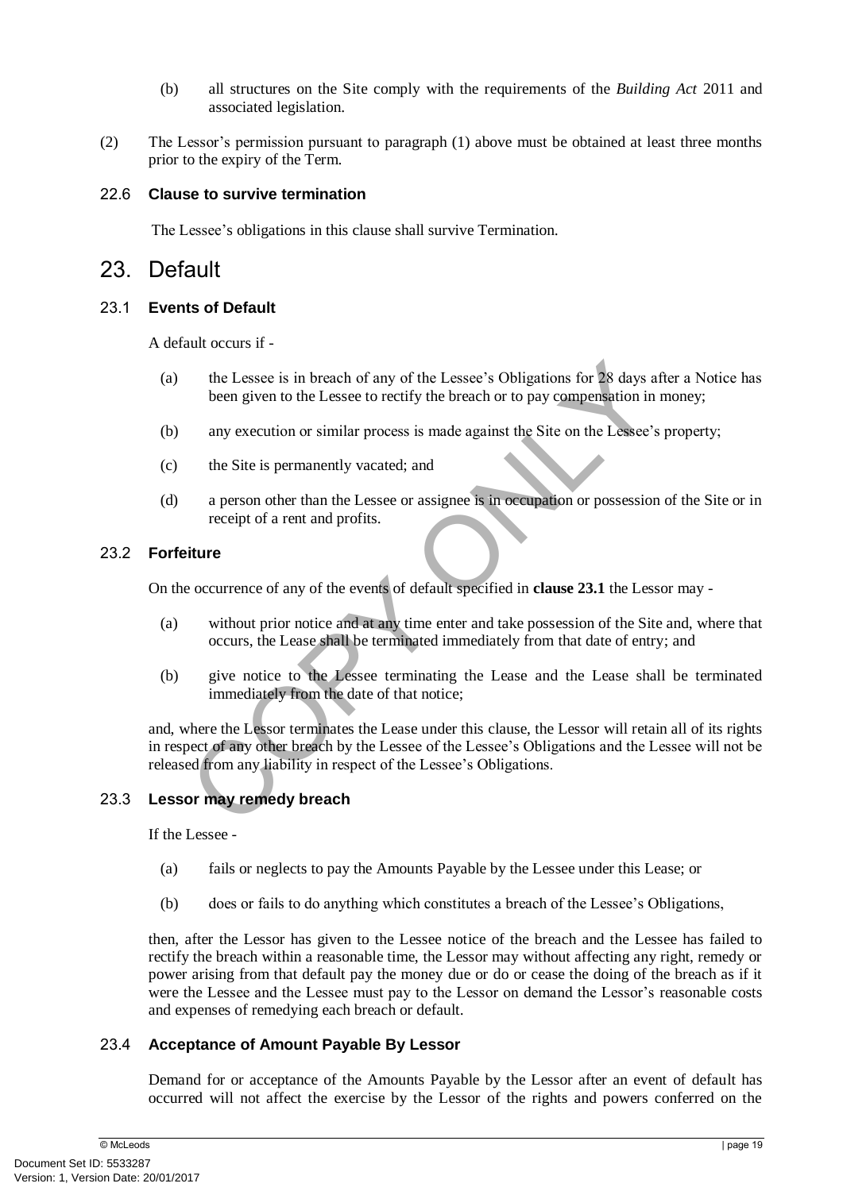(b) all structures on the Site comply with the requirements of the *Building Act* 2011 and associated legislation.

(2) The Lessor's permission pursuant to paragraph (1) above must be obtained at least three months prior to the expiry of the Term.

### 22.6 Clause to survive termination

The Lessee's obligations in this clause shall survive Termination.

## 23. Default

### 23.1 Events of Default

A default occurs if -

(a) the Lessee is in breach of any of the Lessee's Obligations for 28 days after a Notice has been given to the Lessee to rectify the breach or to pay compensation in money;

(b) any execution or similar process is made against the Site on the Lessee's property;

(c) the Site is permanently vacated; and

(d) a person other than the Lessee or assignee is in occupation or possession of the Site or in receipt of a rent and profits.

### 23.2 Forfeiture

On the occurrence of any of the events of default specified in **clause 23.1** the Lessor may -

(a) without prior notice and at any time enter and take possession of the Site and, where that occurs, the Lease shall be terminated immediately from that date of entry; and

(b) give notice to the Lessee terminating the Lease and the Lease shall be terminated immediately from the date of that notice;

and, where the Lessor terminates the Lease under this clause, the Lessor will retain all of its rights in respect of any other breach by the Lessee of the Lessee's Obligations and the Lessee will not be released from any liability in respect of the Lessee's Obligations.

### 23.3 Lessor may remedy breach

If the Lessee -

(a) fails or neglects to pay the Amounts Payable by the Lessee under this Lease; or

(b) does or fails to do anything which constitutes a breach of the Lessee's Obligations,

then, after the Lessor has given to the Lessee notice of the breach and the Lessee has failed to rectify the breach within a reasonable time, the Lessor may without affecting any right, remedy or power arising from that default pay the money due or do or cease the doing of the breach as if it were the Lessee and the Lessee must pay to the Lessor on demand the Lessor's reasonable costs and expenses of remedying each breach or default.

### 23.4 Acceptance of Amount Payable By Lessor

Demand for or acceptance of the Amounts Payable by the Lessor after an event of default has occurred will not affect the exercise by the Lessor of the rights and powers conferred on the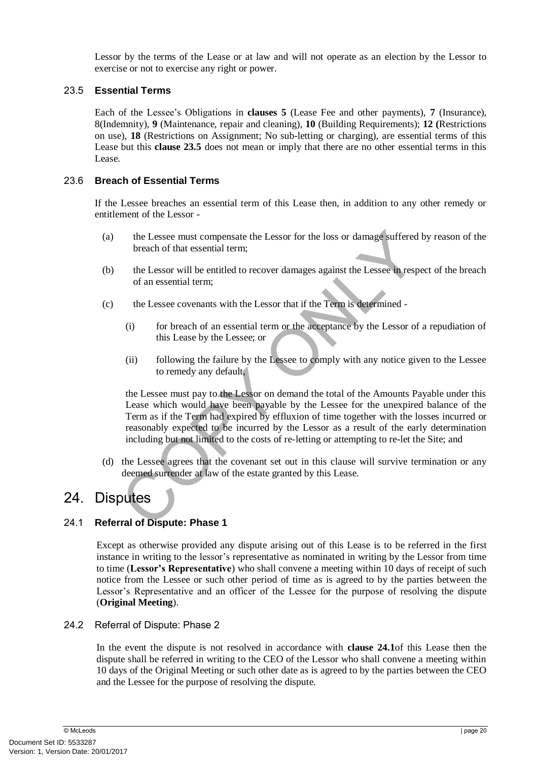Lessor by the terms of the Lease or at law and will not operate as an election by the Lessor to exercise or not to exercise any right or power.

### 23.5 **Essential Terms**

Each of the Lessee's Obligations in **clauses 5** (Lease Fee and other payments), **7** (Insurance), 8(Indemnity), **9** (Maintenance, repair and cleaning), **10** (Building Requirements); **12 (**Restrictions on use), **18** (Restrictions on Assignment; No sub-letting or charging), are essential terms of this Lease but this **clause 23.5** does not mean or imply that there are no other essential terms in this Lease.

### 23.6 **Breach of Essential Terms**

If the Lessee breaches an essential term of this Lease then, in addition to any other remedy or entitlement of the Lessor -

(a) the Lessee must compensate the Lessor for the loss or damage suffered by reason of the breach of that essential term;

(b) the Lessor will be entitled to recover damages against the Lessee in respect of the breach of an essential term;

(c) the Lessee covenants with the Lessor that if the Term is determined -

(i) for breach of an essential term or the acceptance by the Lessor of a repudiation of this Lease by the Lessee; or

(ii) following the failure by the Lessee to comply with any notice given to the Lessee to remedy any default,

the Lessee must pay to the Lessor on demand the total of the Amounts Payable under this Lease which would have been payable by the Lessee for the unexpired balance of the Term as if the Term had expired by effluxion of time together with the losses incurred or reasonably expected to be incurred by the Lessor as a result of the early determination including but not limited to the costs of re-letting or attempting to re-let the Site; and

(d) the Lessee agrees that the covenant set out in this clause will survive termination or any deemed surrender at law of the estate granted by this Lease.

## 24. Disputes

### 24.1 **Referral of Dispute: Phase 1**

Except as otherwise provided any dispute arising out of this Lease is to be referred in the first instance in writing to the lessor's representative as nominated in writing by the Lessor from time to time (**Lessor's Representative**) who shall convene a meeting within 10 days of receipt of such notice from the Lessee or such other period of time as is agreed to by the parties between the Lessor's Representative and an officer of the Lessee for the purpose of resolving the dispute (**Original Meeting**).

### 24.2 Referral of Dispute: Phase 2

In the event the dispute is not resolved in accordance with **clause 24.1**of this Lease then the dispute shall be referred in writing to the CEO of the Lessor who shall convene a meeting within 10 days of the Original Meeting or such other date as is agreed to by the parties between the CEO and the Lessee for the purpose of resolving the dispute.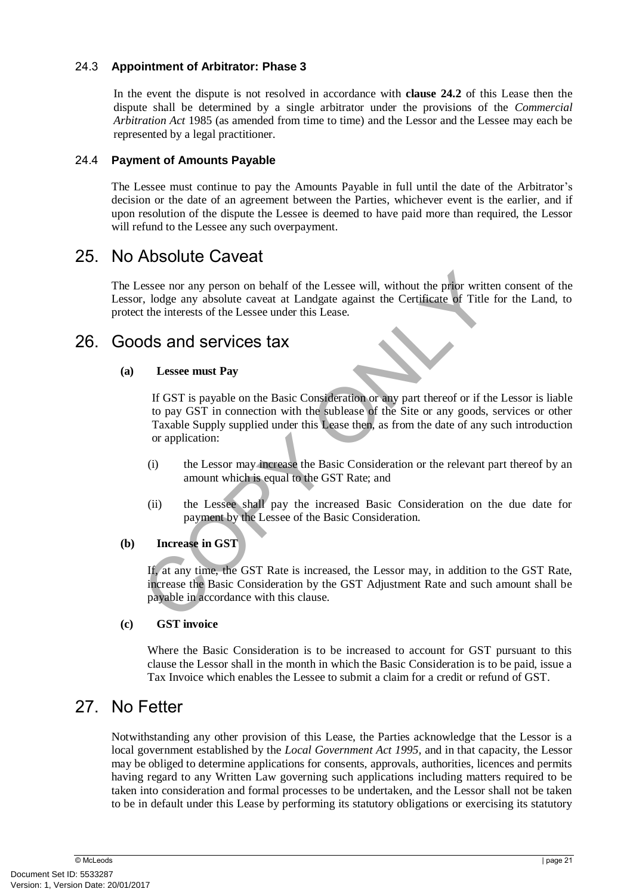### 24.3 **Appointment of Arbitrator: Phase 3**

In the event the dispute is not resolved in accordance with **clause 24.2** of this Lease then the dispute shall be determined by a single arbitrator under the provisions of the *Commercial Arbitration Act* 1985 (as amended from time to time) and the Lessor and the Lessee may each be represented by a legal practitioner.

### 24.4 **Payment of Amounts Payable**

The Lessee must continue to pay the Amounts Payable in full until the date of the Arbitrator's decision or the date of an agreement between the Parties, whichever event is the earlier, and if upon resolution of the dispute the Lessee is deemed to have paid more than required, the Lessor will refund to the Lessee any such overpayment.

## 25. No Absolute Caveat

The Lessee nor any person on behalf of the Lessee will, without the prior written consent of the Lessor, lodge any absolute caveat at Landgate against the Certificate of Title for the Land, to protect the interests of the Lessee under this Lease.

## 26. Goods and services tax

**(a) Lessee must Pay**

If GST is payable on the Basic Consideration or any part thereof or if the Lessor is liable to pay GST in connection with the sublease of the Site or any goods, services or other Taxable Supply supplied under this Lease then, as from the date of any such introduction or application:

(i) the Lessor may increase the Basic Consideration or the relevant part thereof by an amount which is equal to the GST Rate; and

(ii) the Lessee shall pay the increased Basic Consideration on the due date for payment by the Lessee of the Basic Consideration.

**(b) Increase in GST**

If, at any time, the GST Rate is increased, the Lessor may, in addition to the GST Rate, increase the Basic Consideration by the GST Adjustment Rate and such amount shall be payable in accordance with this clause.

**(c) GST invoice**

Where the Basic Consideration is to be increased to account for GST pursuant to this clause the Lessor shall in the month in which the Basic Consideration is to be paid, issue a Tax Invoice which enables the Lessee to submit a claim for a credit or refund of GST.

## 27. No Fetter

Notwithstanding any other provision of this Lease, the Parties acknowledge that the Lessor is a local government established by the *Local Government Act 1995,* and in that capacity, the Lessor may be obliged to determine applications for consents, approvals, authorities, licences and permits having regard to any Written Law governing such applications including matters required to be taken into consideration and formal processes to be undertaken, and the Lessor shall not be taken to be in default under this Lease by performing its statutory obligations or exercising its statutory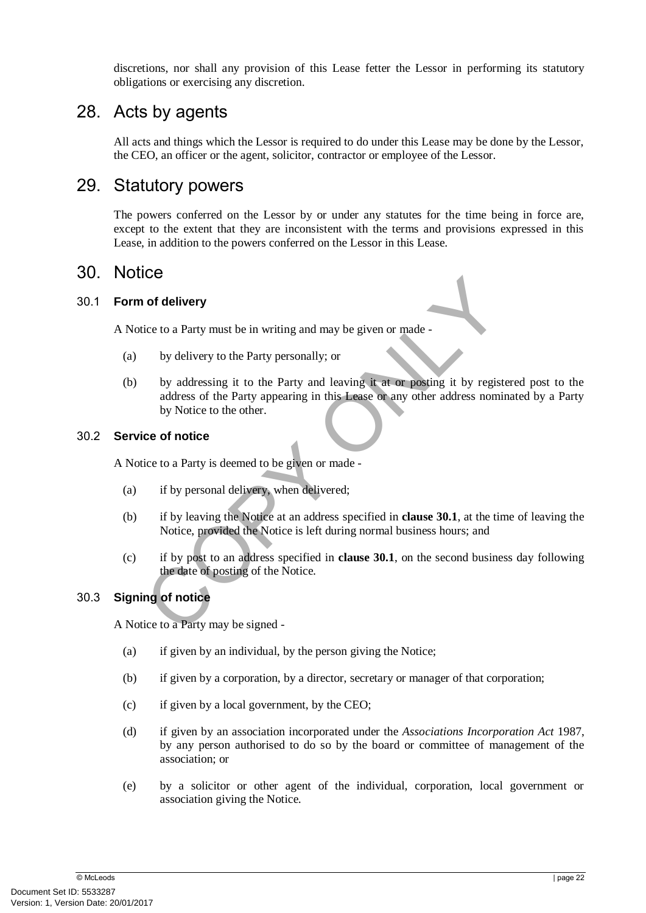discretions, nor shall any provision of this Lease fetter the Lessor in performing its statutory obligations or exercising any discretion.

# 28. Acts by agents

All acts and things which the Lessor is required to do under this Lease may be done by the Lessor, the CEO, an officer or the agent, solicitor, contractor or employee of the Lessor.

# 29. Statutory powers

The powers conferred on the Lessor by or under any statutes for the time being in force are, except to the extent that they are inconsistent with the terms and provisions expressed in this Lease, in addition to the powers conferred on the Lessor in this Lease.

# 30. Notice

## 30.1 Form of delivery

A Notice to a Party must be in writing and may be given or made -

(a) by delivery to the Party personally; or

(b) by addressing it to the Party and leaving it at or posting it by registered post to the address of the Party appearing in this Lease or any other address nominated by a Party by Notice to the other.

## 30.2 Service of notice

A Notice to a Party is deemed to be given or made -

(a) if by personal delivery, when delivered;

(b) if by leaving the Notice at an address specified in **clause 30.1**, at the time of leaving the Notice, provided the Notice is left during normal business hours; and

(c) if by post to an address specified in **clause 30.1**, on the second business day following the date of posting of the Notice.

## 30.3 Signing of notice

A Notice to a Party may be signed -

(a) if given by an individual, by the person giving the Notice;

(b) if given by a corporation, by a director, secretary or manager of that corporation;

(c) if given by a local government, by the CEO;

(d) if given by an association incorporated under the *Associations Incorporation Act* 1987, by any person authorised to do so by the board or committee of management of the association; or

(e) by a solicitor or other agent of the individual, corporation, local government or association giving the Notice.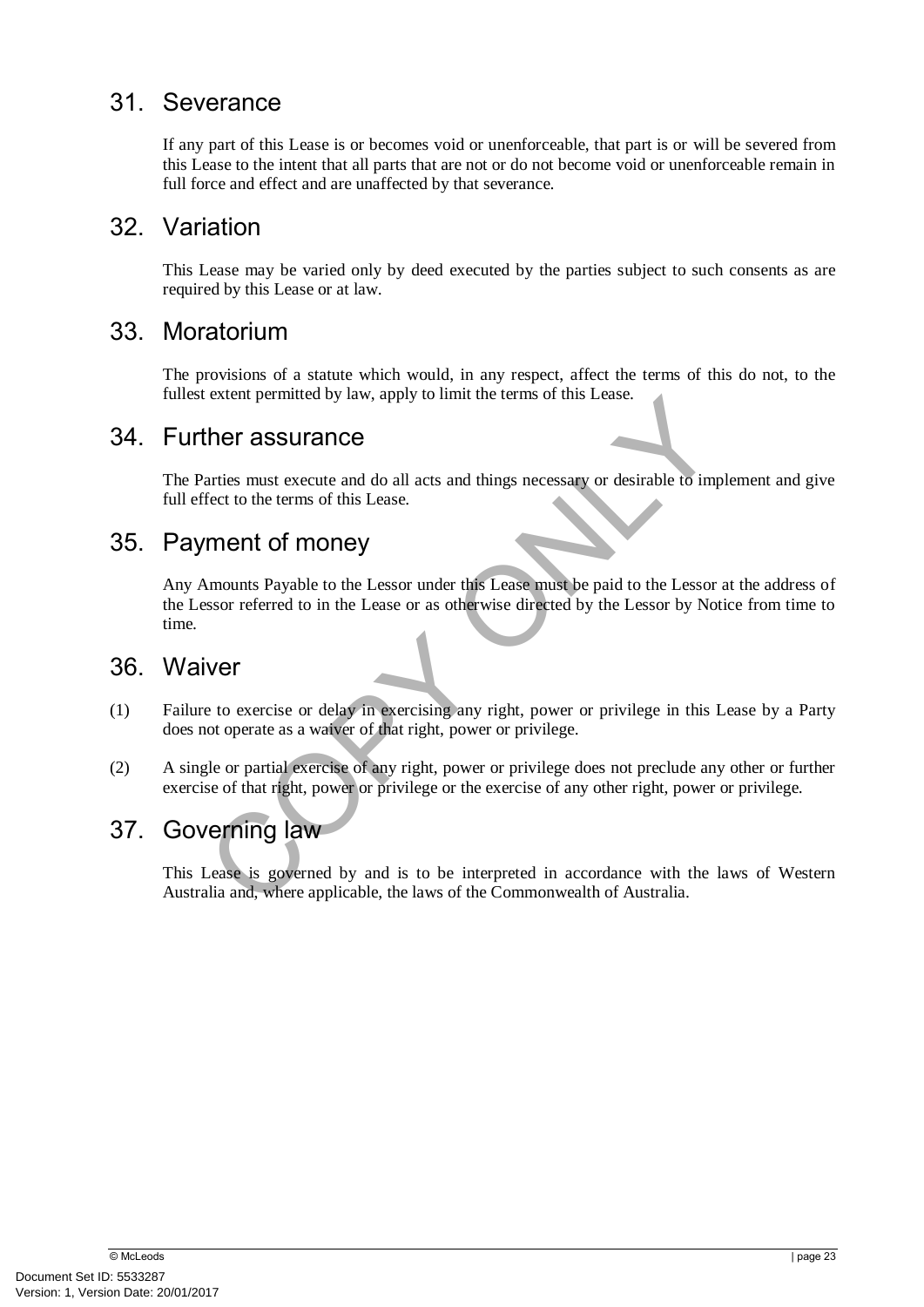## 31. Severance

If any part of this Lease is or becomes void or unenforceable, that part is or will be severed from this Lease to the intent that all parts that are not or do not become void or unenforceable remain in full force and effect and are unaffected by that severance.

## 32. Variation

This Lease may be varied only by deed executed by the parties subject to such consents as are required by this Lease or at law.

## 33. Moratorium

The provisions of a statute which would, in any respect, affect the terms of this do not, to the fullest extent permitted by law, apply to limit the terms of this Lease.

## 34. Further assurance

The Parties must execute and do all acts and things necessary or desirable to implement and give full effect to the terms of this Lease.

## 35. Payment of money

Any Amounts Payable to the Lessor under this Lease must be paid to the Lessor at the address of the Lessor referred to in the Lease or as otherwise directed by the Lessor by Notice from time to time.

## 36. Waiver

(1) Failure to exercise or delay in exercising any right, power or privilege in this Lease by a Party does not operate as a waiver of that right, power or privilege.

(2) A single or partial exercise of any right, power or privilege does not preclude any other or further exercise of that right, power or privilege or the exercise of any other right, power or privilege.

## 37. Governing law

This Lease is governed by and is to be interpreted in accordance with the laws of Western Australia and, where applicable, the laws of the Commonwealth of Australia.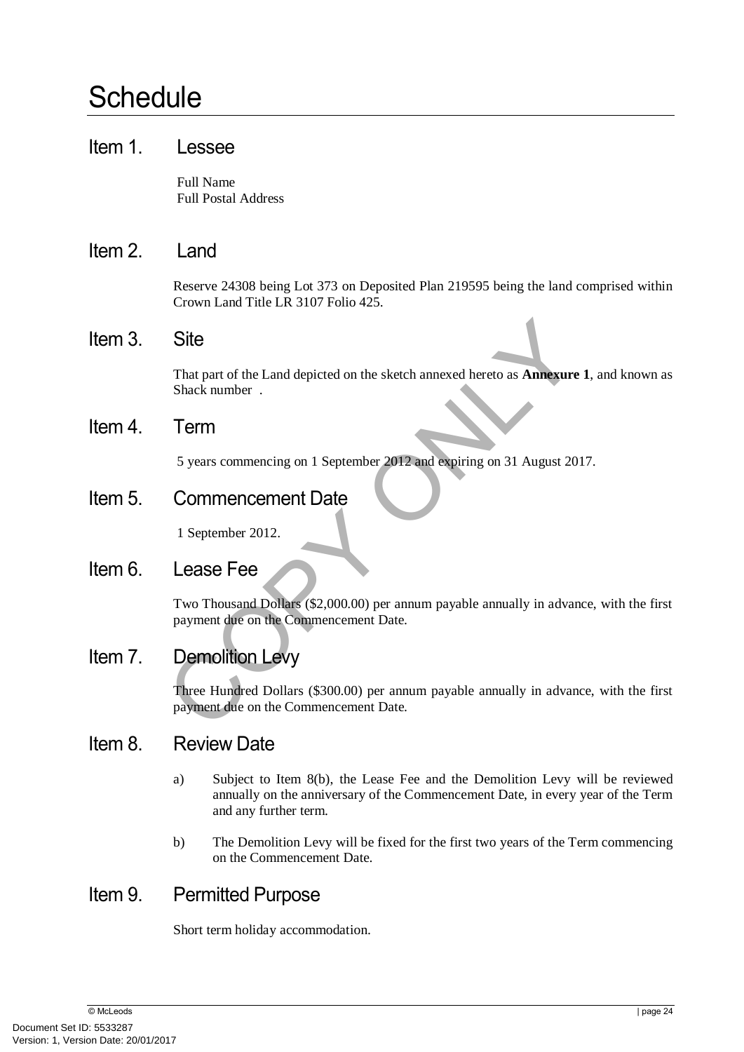# Schedule

## Item 1. Lessee

Full Name
Full Postal Address

## Item 2. Land

Reserve 24308 being Lot 373 on Deposited Plan 219595 being the land comprised within Crown Land Title LR 3107 Folio 425.

## Item 3. Site

That part of the Land depicted on the sketch annexed hereto as **Annexure 1**, and known as Shack number .

## Item 4. Term

5 years commencing on 1 September 2012 and expiring on 31 August 2017.

## Item 5. Commencement Date

1 September 2012.

## Item 6. Lease Fee

Two Thousand Dollars ($2,000.00) per annum payable annually in advance, with the first payment due on the Commencement Date.

## Item 7. Demolition Levy

Three Hundred Dollars ($300.00) per annum payable annually in advance, with the first payment due on the Commencement Date.

## Item 8. Review Date

a) Subject to Item 8(b), the Lease Fee and the Demolition Levy will be reviewed annually on the anniversary of the Commencement Date, in every year of the Term and any further term.

b) The Demolition Levy will be fixed for the first two years of the Term commencing on the Commencement Date.

## Item 9. Permitted Purpose

Short term holiday accommodation.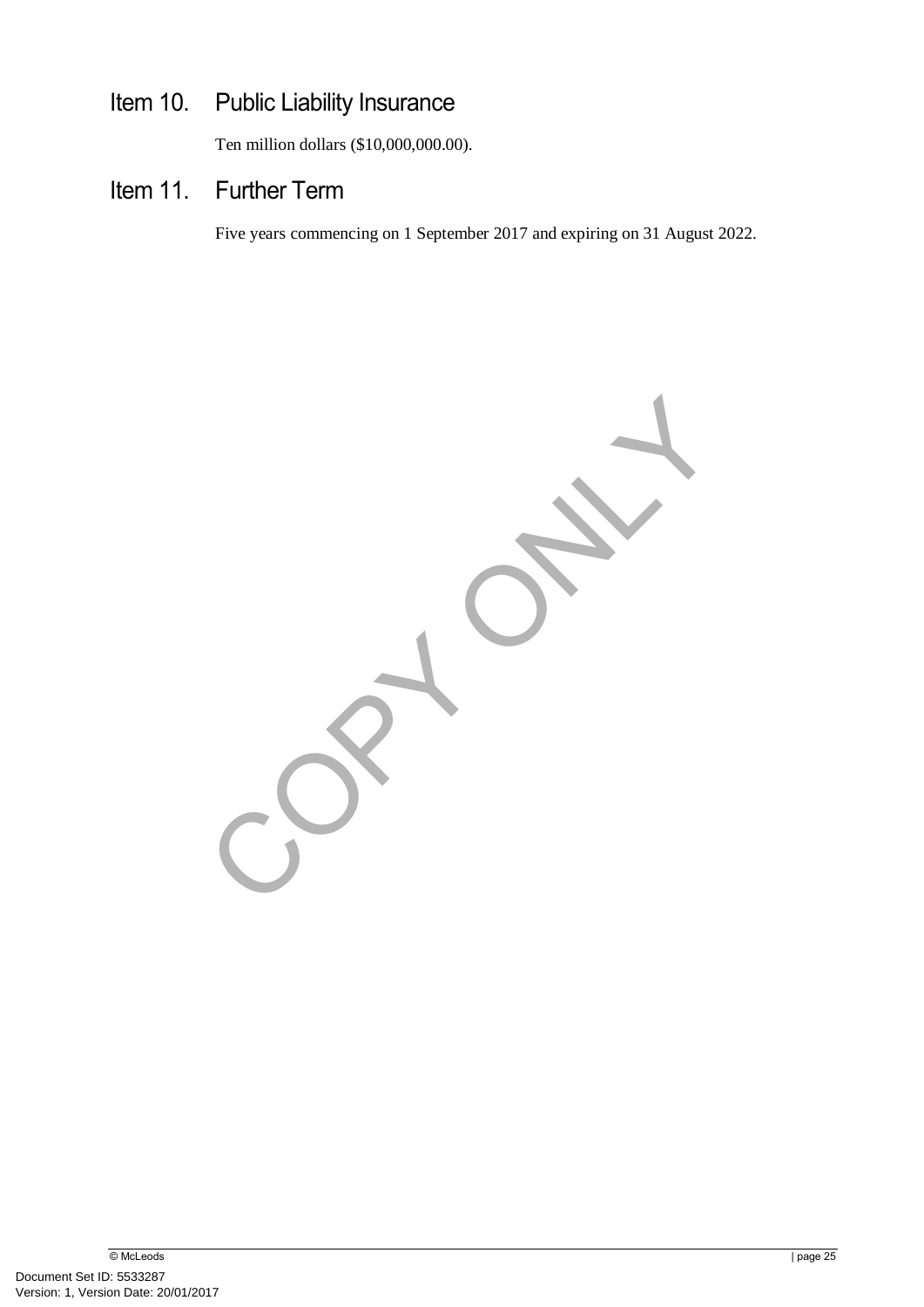## Item 10. Public Liability Insurance

Ten million dollars ($10,000,000.00).

## Item 11. Further Term

Five years commencing on 1 September 2017 and expiring on 31 August 2022.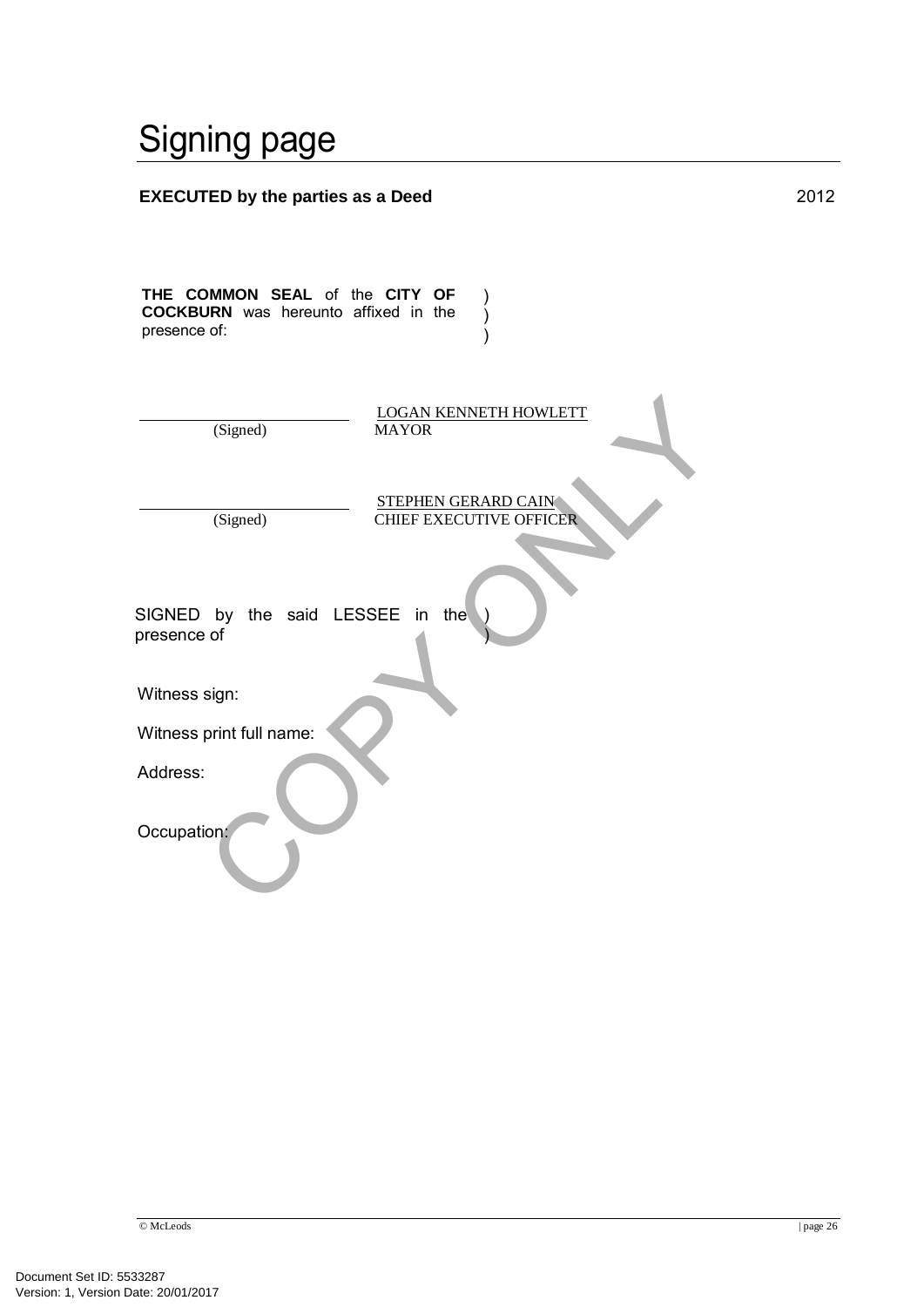# Signing page

**EXECUTED by the parties as a Deed** 2012

**THE COMMON SEAL** of the **CITY OF COCKBURN** was hereunto affixed in the presence of: )
)
)

(Signed) LOGAN KENNETH HOWLETT
MAYOR

(Signed) STEPHEN GERARD CAIN
CHIEF EXECUTIVE OFFICER

SIGNED by the said LESSEE in the presence of )
)

Witness sign:

Witness print full name:

Address:

Occupation:

COPY ONLY

© McLeods

Document Set ID: 5533287
Version: 1, Version Date: 20/01/2017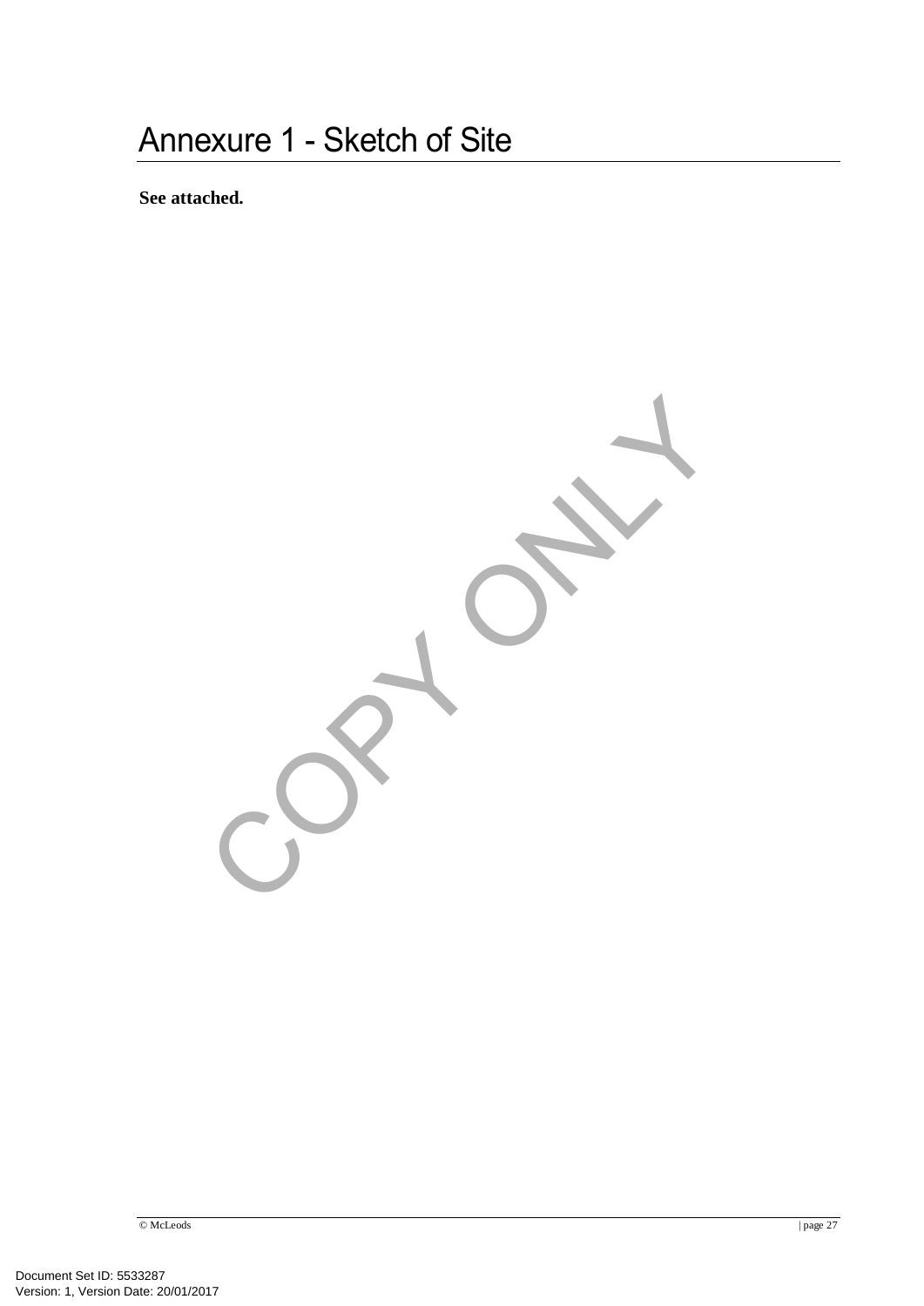# Annexure 1 - Sketch of Site

**See attached.**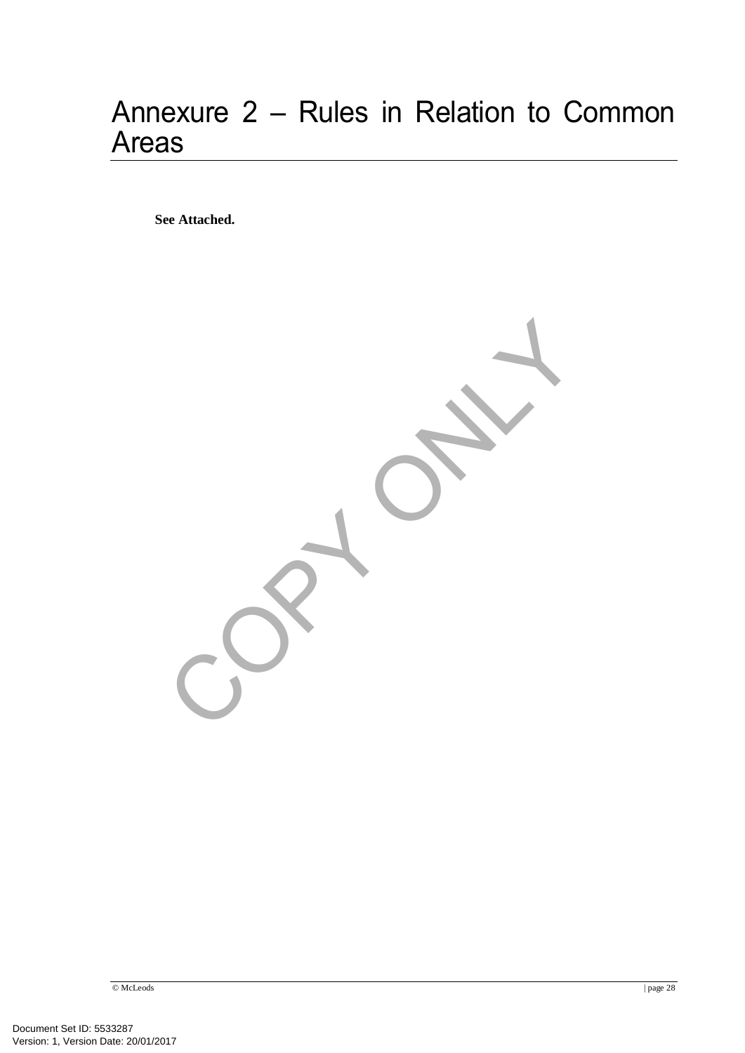# Annexure 2 – Rules in Relation to Common Areas

**See Attached.**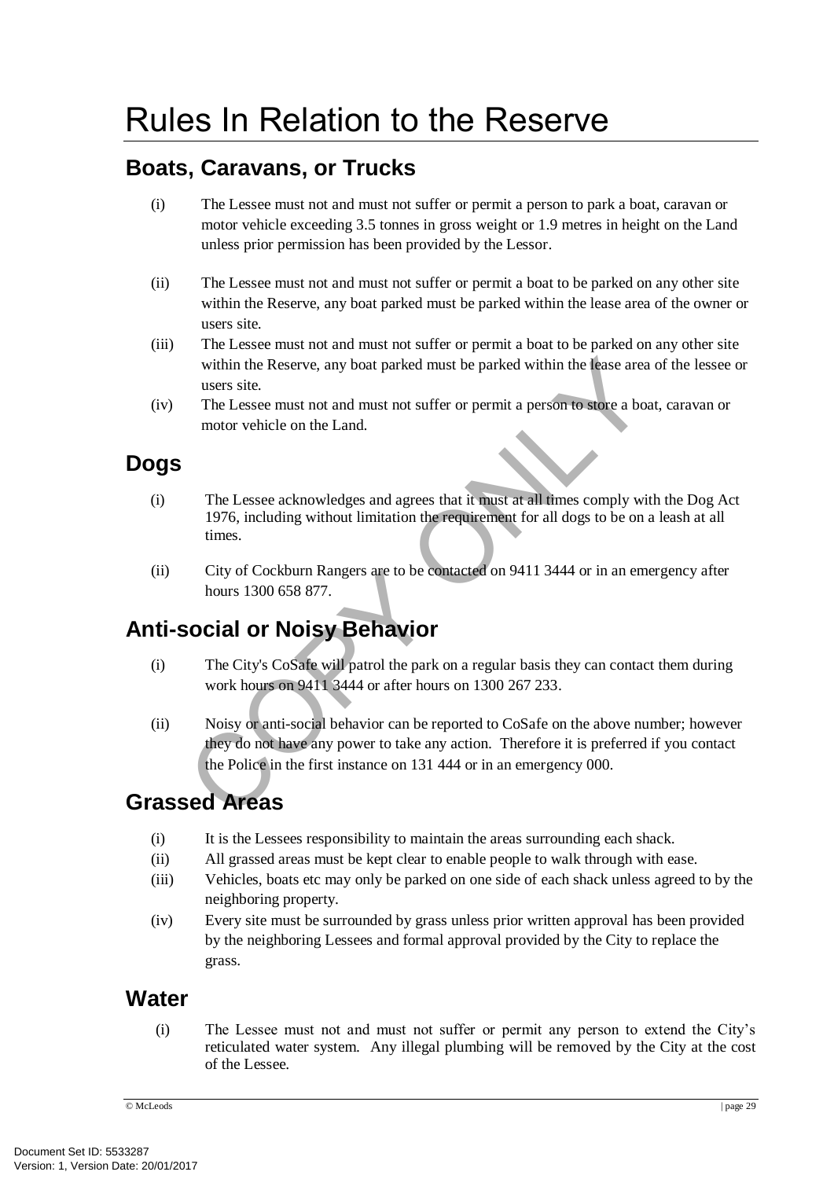# Rules In Relation to the Reserve

## Boats, Caravans, or Trucks

(i) The Lessee must not and must not suffer or permit a person to park a boat, caravan or motor vehicle exceeding 3.5 tonnes in gross weight or 1.9 metres in height on the Land unless prior permission has been provided by the Lessor.

(ii) The Lessee must not and must not suffer or permit a boat to be parked on any other site within the Reserve, any boat parked must be parked within the lease area of the owner or users site.

(iii) The Lessee must not and must not suffer or permit a boat to be parked on any other site within the Reserve, any boat parked must be parked within the lease area of the lessee or users site.

(iv) The Lessee must not and must not suffer or permit a person to store a boat, caravan or motor vehicle on the Land.

## Dogs

(i) The Lessee acknowledges and agrees that it must at all times comply with the Dog Act 1976, including without limitation the requirement for all dogs to be on a leash at all times.

(ii) City of Cockburn Rangers are to be contacted on 9411 3444 or in an emergency after hours 1300 658 877.

## Anti-social or Noisy Behavior

(i) The City's CoSafe will patrol the park on a regular basis they can contact them during work hours on 9411 3444 or after hours on 1300 267 233.

(ii) Noisy or anti-social behavior can be reported to CoSafe on the above number; however they do not have any power to take any action. Therefore it is preferred if you contact the Police in the first instance on 131 444 or in an emergency 000.

## Grassed Areas

(i) It is the Lessees responsibility to maintain the areas surrounding each shack.

(ii) All grassed areas must be kept clear to enable people to walk through with ease.

(iii) Vehicles, boats etc may only be parked on one side of each shack unless agreed to by the neighboring property.

(iv) Every site must be surrounded by grass unless prior written approval has been provided by the neighboring Lessees and formal approval provided by the City to replace the grass.

## Water

(i) The Lessee must not and must not suffer or permit any person to extend the City's reticulated water system. Any illegal plumbing will be removed by the City at the cost of the Lessee.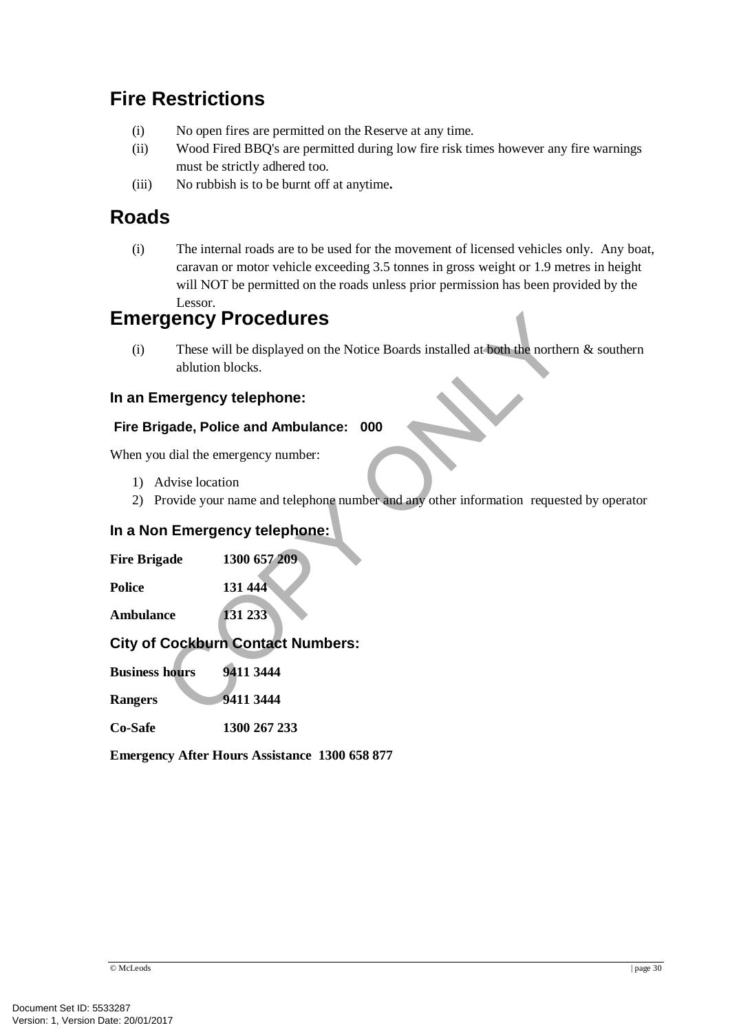## Fire Restrictions

(i) No open fires are permitted on the Reserve at any time.

(ii) Wood Fired BBQ's are permitted during low fire risk times however any fire warnings must be strictly adhered too.

(iii) No rubbish is to be burnt off at anytime**.**

## Roads

(i) The internal roads are to be used for the movement of licensed vehicles only. Any boat, caravan or motor vehicle exceeding 3.5 tonnes in gross weight or 1.9 metres in height will NOT be permitted on the roads unless prior permission has been provided by the Lessor.

## Emergency Procedures

(i) These will be displayed on the Notice Boards installed at both the northern & southern ablution blocks.

### In an Emergency telephone:

**Fire Brigade, Police and Ambulance: 000**

When you dial the emergency number:

1) Advise location
2) Provide your name and telephone number and any other information requested by operator

### In a Non Emergency telephone:

**Fire Brigade 1300 657 209**

**Police 131 444**

**Ambulance 131 233**

### City of Cockburn Contact Numbers:

**Business hours 9411 3444**

**Rangers 9411 3444**

**Co-Safe 1300 267 233**

**Emergency After Hours Assistance 1300 658 877**